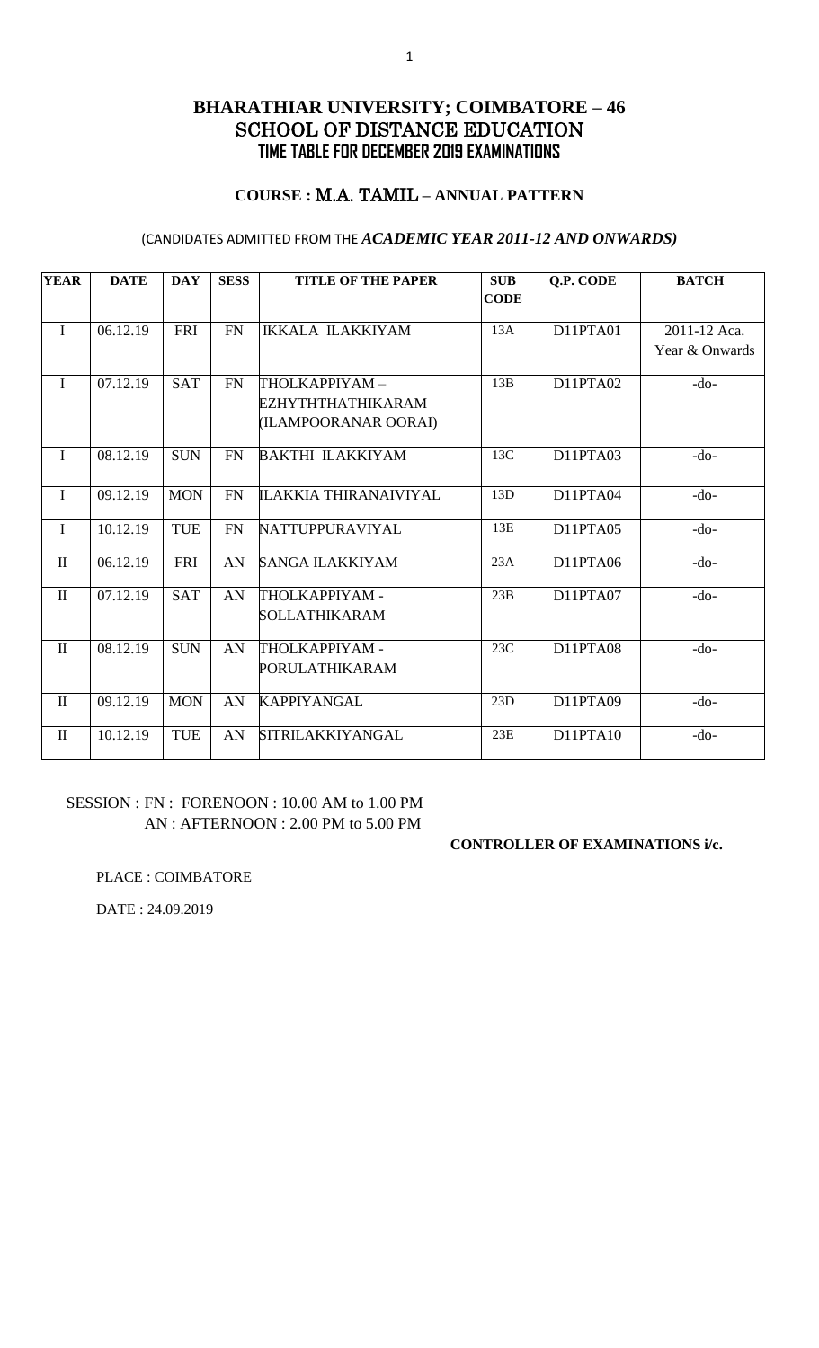# BHARATHIAR UNIVERSITY; COIMBATORE – 46
## SCHOOL OF DISTANCE EDUCATION
## TIME TABLE FOR DECEMBER 2019 EXAMINATIONS

### COURSE : M.A. TAMIL – ANNUAL PATTERN

(CANDIDATES ADMITTED FROM THE *ACADEMIC YEAR 2011-12 AND ONWARDS)*

| YEAR | DATE | DAY | SESS | TITLE OF THE PAPER | SUB CODE | Q.P. CODE | BATCH |
|---|---|---|---|---|---|---|---|
| I | 06.12.19 | FRI | FN | IKKALA ILAKKIYAM | 13A | D11PTA01 | 2011-12 Aca. Year & Onwards |
| I | 07.12.19 | SAT | FN | THOLKAPPIYAM – EZHYTHTHATHIKARAM (ILAMPOORANAR OORAI) | 13B | D11PTA02 | -do- |
| I | 08.12.19 | SUN | FN | BAKTHI ILAKKIYAM | 13C | D11PTA03 | -do- |
| I | 09.12.19 | MON | FN | ILAKKIA THIRANAIVIYAL | 13D | D11PTA04 | -do- |
| I | 10.12.19 | TUE | FN | NATTUPPURAVIYAL | 13E | D11PTA05 | -do- |
| II | 06.12.19 | FRI | AN | SANGA ILAKKIYAM | 23A | D11PTA06 | -do- |
| II | 07.12.19 | SAT | AN | THOLKAPPIYAM - SOLLATHIKARAM | 23B | D11PTA07 | -do- |
| II | 08.12.19 | SUN | AN | THOLKAPPIYAM - PORULATHIKARAM | 23C | D11PTA08 | -do- |
| II | 09.12.19 | MON | AN | KAPPIYANGAL | 23D | D11PTA09 | -do- |
| II | 10.12.19 | TUE | AN | SITRILAKKIYANGAL | 23E | D11PTA10 | -do- |

SESSION : FN : FORENOON : 10.00 AM to 1.00 PM
AN : AFTERNOON : 2.00 PM to 5.00 PM

**CONTROLLER OF EXAMINATIONS i/c.**

PLACE : COIMBATORE

DATE : 24.09.2019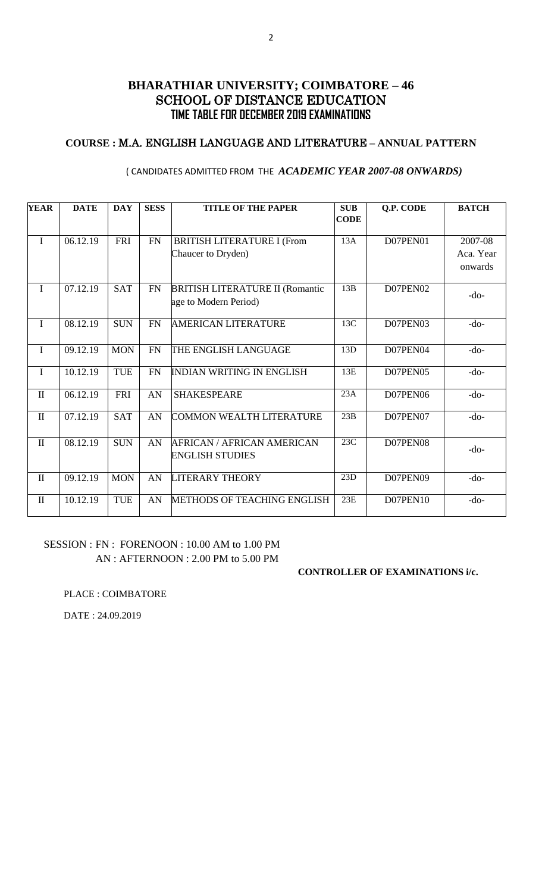# BHARATHIAR UNIVERSITY; COIMBATORE – 46

## SCHOOL OF DISTANCE EDUCATION

### TIME TABLE FOR DECEMBER 2019 EXAMINATIONS

**COURSE : M.A. ENGLISH LANGUAGE AND LITERATURE – ANNUAL PATTERN**

( CANDIDATES ADMITTED FROM THE ***ACADEMIC YEAR 2007-08 ONWARDS)***

| YEAR | DATE | DAY | SESS | TITLE OF THE PAPER | SUB CODE | Q.P. CODE | BATCH |
|---|---|---|---|---|---|---|---|
| I | 06.12.19 | FRI | FN | BRITISH LITERATURE I (From Chaucer to Dryden) | 13A | D07PEN01 | 2007-08 Aca. Year onwards |
| I | 07.12.19 | SAT | FN | BRITISH LITERATURE II (Romantic age to Modern Period) | 13B | D07PEN02 | -do- |
| I | 08.12.19 | SUN | FN | AMERICAN LITERATURE | 13C | D07PEN03 | -do- |
| I | 09.12.19 | MON | FN | THE ENGLISH LANGUAGE | 13D | D07PEN04 | -do- |
| I | 10.12.19 | TUE | FN | INDIAN WRITING IN ENGLISH | 13E | D07PEN05 | -do- |
| II | 06.12.19 | FRI | AN | SHAKESPEARE | 23A | D07PEN06 | -do- |
| II | 07.12.19 | SAT | AN | COMMON WEALTH LITERATURE | 23B | D07PEN07 | -do- |
| II | 08.12.19 | SUN | AN | AFRICAN / AFRICAN AMERICAN ENGLISH STUDIES | 23C | D07PEN08 | -do- |
| II | 09.12.19 | MON | AN | LITERARY THEORY | 23D | D07PEN09 | -do- |
| II | 10.12.19 | TUE | AN | METHODS OF TEACHING ENGLISH | 23E | D07PEN10 | -do- |

SESSION : FN : FORENOON : 10.00 AM to 1.00 PM
AN : AFTERNOON : 2.00 PM to 5.00 PM

**CONTROLLER OF EXAMINATIONS i/c.**

PLACE : COIMBATORE

DATE : 24.09.2019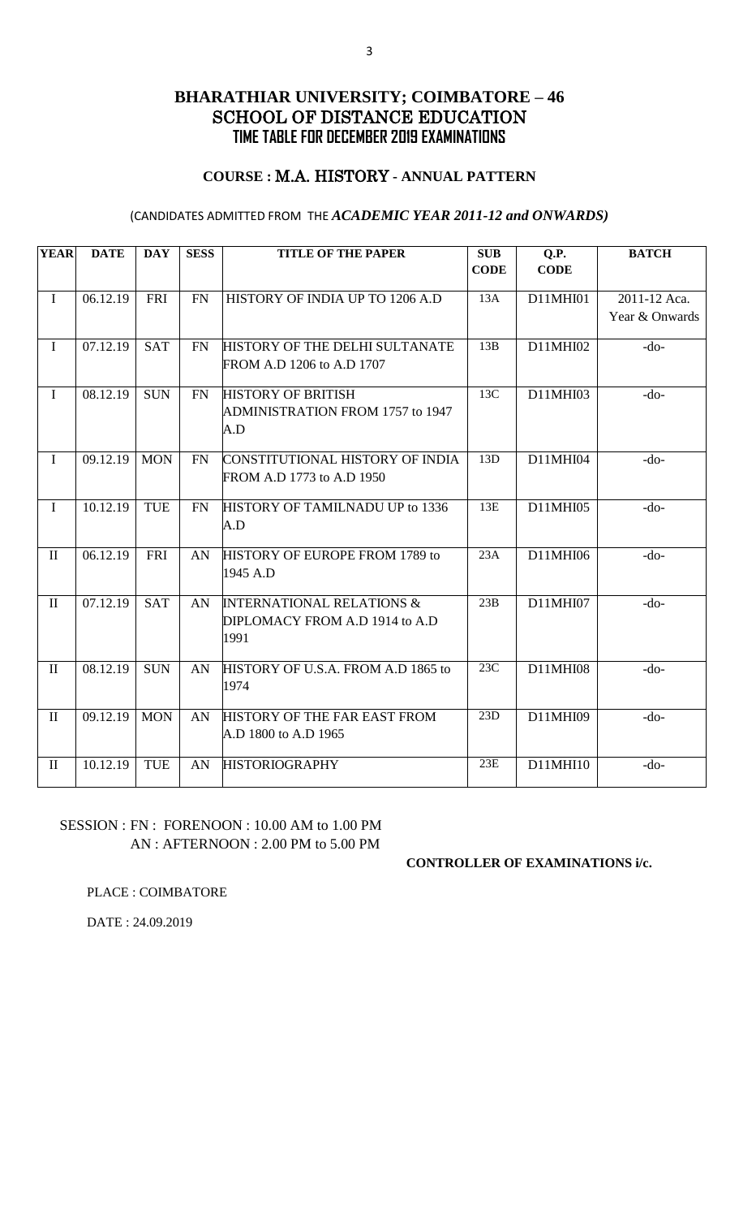# BHARATHIAR UNIVERSITY; COIMBATORE – 46
## SCHOOL OF DISTANCE EDUCATION
### TIME TABLE FOR DECEMBER 2019 EXAMINATIONS

**COURSE : M.A. HISTORY - ANNUAL PATTERN**

(CANDIDATES ADMITTED FROM THE *ACADEMIC YEAR 2011-12 and ONWARDS)*

| YEAR | DATE | DAY | SESS | TITLE OF THE PAPER | SUB CODE | Q.P. CODE | BATCH |
|---|---|---|---|---|---|---|---|
| I | 06.12.19 | FRI | FN | HISTORY OF INDIA UP TO 1206 A.D | 13A | D11MHI01 | 2011-12 Aca. Year & Onwards |
| I | 07.12.19 | SAT | FN | HISTORY OF THE DELHI SULTANATE FROM A.D 1206 to A.D 1707 | 13B | D11MHI02 | -do- |
| I | 08.12.19 | SUN | FN | HISTORY OF BRITISH ADMINISTRATION FROM 1757 to 1947 A.D | 13C | D11MHI03 | -do- |
| I | 09.12.19 | MON | FN | CONSTITUTIONAL HISTORY OF INDIA FROM A.D 1773 to A.D 1950 | 13D | D11MHI04 | -do- |
| I | 10.12.19 | TUE | FN | HISTORY OF TAMILNADU UP to 1336 A.D | 13E | D11MHI05 | -do- |
| II | 06.12.19 | FRI | AN | HISTORY OF EUROPE FROM 1789 to 1945 A.D | 23A | D11MHI06 | -do- |
| II | 07.12.19 | SAT | AN | INTERNATIONAL RELATIONS & DIPLOMACY FROM A.D 1914 to A.D 1991 | 23B | D11MHI07 | -do- |
| II | 08.12.19 | SUN | AN | HISTORY OF U.S.A. FROM A.D 1865 to 1974 | 23C | D11MHI08 | -do- |
| II | 09.12.19 | MON | AN | HISTORY OF THE FAR EAST FROM A.D 1800 to A.D 1965 | 23D | D11MHI09 | -do- |
| II | 10.12.19 | TUE | AN | HISTORIOGRAPHY | 23E | D11MHI10 | -do- |

SESSION : FN : FORENOON : 10.00 AM to 1.00 PM
AN : AFTERNOON : 2.00 PM to 5.00 PM

**CONTROLLER OF EXAMINATIONS i/c.**

PLACE : COIMBATORE

DATE : 24.09.2019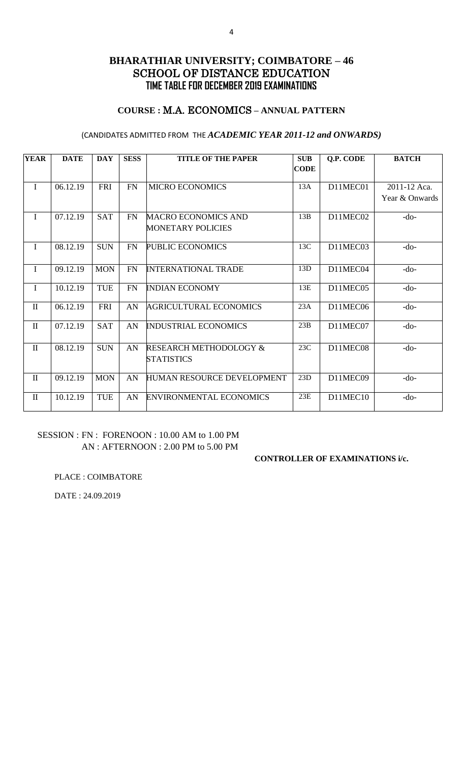# BHARATHIAR UNIVERSITY; COIMBATORE – 46
## SCHOOL OF DISTANCE EDUCATION
### TIME TABLE FOR DECEMBER 2019 EXAMINATIONS

**COURSE : M.A. ECONOMICS – ANNUAL PATTERN**

(CANDIDATES ADMITTED FROM THE ***ACADEMIC YEAR 2011-12 and ONWARDS)***

| YEAR | DATE | DAY | SESS | TITLE OF THE PAPER | SUB CODE | Q.P. CODE | BATCH |
|---|---|---|---|---|---|---|---|
| I | 06.12.19 | FRI | FN | MICRO ECONOMICS | 13A | D11MEC01 | 2011-12 Aca. Year & Onwards |
| I | 07.12.19 | SAT | FN | MACRO ECONOMICS AND MONETARY POLICIES | 13B | D11MEC02 | -do- |
| I | 08.12.19 | SUN | FN | PUBLIC ECONOMICS | 13C | D11MEC03 | -do- |
| I | 09.12.19 | MON | FN | INTERNATIONAL TRADE | 13D | D11MEC04 | -do- |
| I | 10.12.19 | TUE | FN | INDIAN ECONOMY | 13E | D11MEC05 | -do- |
| II | 06.12.19 | FRI | AN | AGRICULTURAL ECONOMICS | 23A | D11MEC06 | -do- |
| II | 07.12.19 | SAT | AN | INDUSTRIAL ECONOMICS | 23B | D11MEC07 | -do- |
| II | 08.12.19 | SUN | AN | RESEARCH METHODOLOGY & STATISTICS | 23C | D11MEC08 | -do- |
| II | 09.12.19 | MON | AN | HUMAN RESOURCE DEVELOPMENT | 23D | D11MEC09 | -do- |
| II | 10.12.19 | TUE | AN | ENVIRONMENTAL ECONOMICS | 23E | D11MEC10 | -do- |

SESSION : FN : FORENOON : 10.00 AM to 1.00 PM
AN : AFTERNOON : 2.00 PM to 5.00 PM

**CONTROLLER OF EXAMINATIONS i/c.**

PLACE : COIMBATORE

DATE : 24.09.2019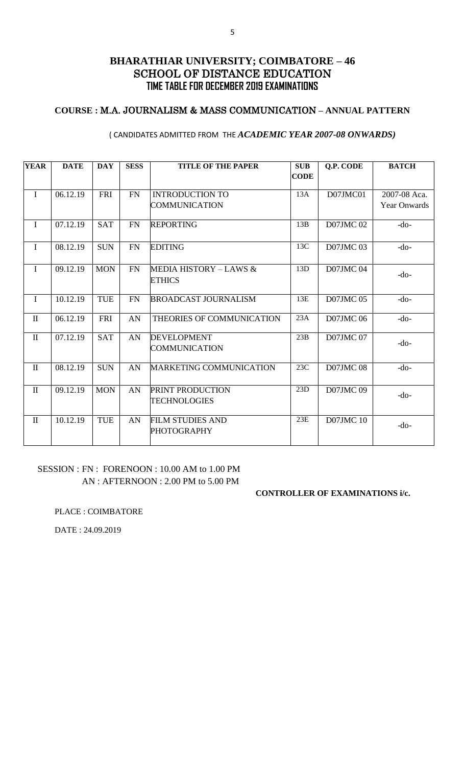# BHARATHIAR UNIVERSITY; COIMBATORE – 46
## SCHOOL OF DISTANCE EDUCATION
## TIME TABLE FOR DECEMBER 2019 EXAMINATIONS

### COURSE : M.A. JOURNALISM & MASS COMMUNICATION – ANNUAL PATTERN

( CANDIDATES ADMITTED FROM THE *ACADEMIC YEAR 2007-08 ONWARDS)*

| YEAR | DATE | DAY | SESS | TITLE OF THE PAPER | SUB CODE | Q.P. CODE | BATCH |
|---|---|---|---|---|---|---|---|
| I | 06.12.19 | FRI | FN | INTRODUCTION TO COMMUNICATION | 13A | D07JMC01 | 2007-08 Aca. Year Onwards |
| I | 07.12.19 | SAT | FN | REPORTING | 13B | D07JMC 02 | -do- |
| I | 08.12.19 | SUN | FN | EDITING | 13C | D07JMC 03 | -do- |
| I | 09.12.19 | MON | FN | MEDIA HISTORY – LAWS & ETHICS | 13D | D07JMC 04 | -do- |
| I | 10.12.19 | TUE | FN | BROADCAST JOURNALISM | 13E | D07JMC 05 | -do- |
| II | 06.12.19 | FRI | AN | THEORIES OF COMMUNICATION | 23A | D07JMC 06 | -do- |
| II | 07.12.19 | SAT | AN | DEVELOPMENT COMMUNICATION | 23B | D07JMC 07 | -do- |
| II | 08.12.19 | SUN | AN | MARKETING COMMUNICATION | 23C | D07JMC 08 | -do- |
| II | 09.12.19 | MON | AN | PRINT PRODUCTION TECHNOLOGIES | 23D | D07JMC 09 | -do- |
| II | 10.12.19 | TUE | AN | FILM STUDIES AND PHOTOGRAPHY | 23E | D07JMC 10 | -do- |

SESSION : FN : FORENOON : 10.00 AM to 1.00 PM
AN : AFTERNOON : 2.00 PM to 5.00 PM

**CONTROLLER OF EXAMINATIONS i/c.**

PLACE : COIMBATORE

DATE : 24.09.2019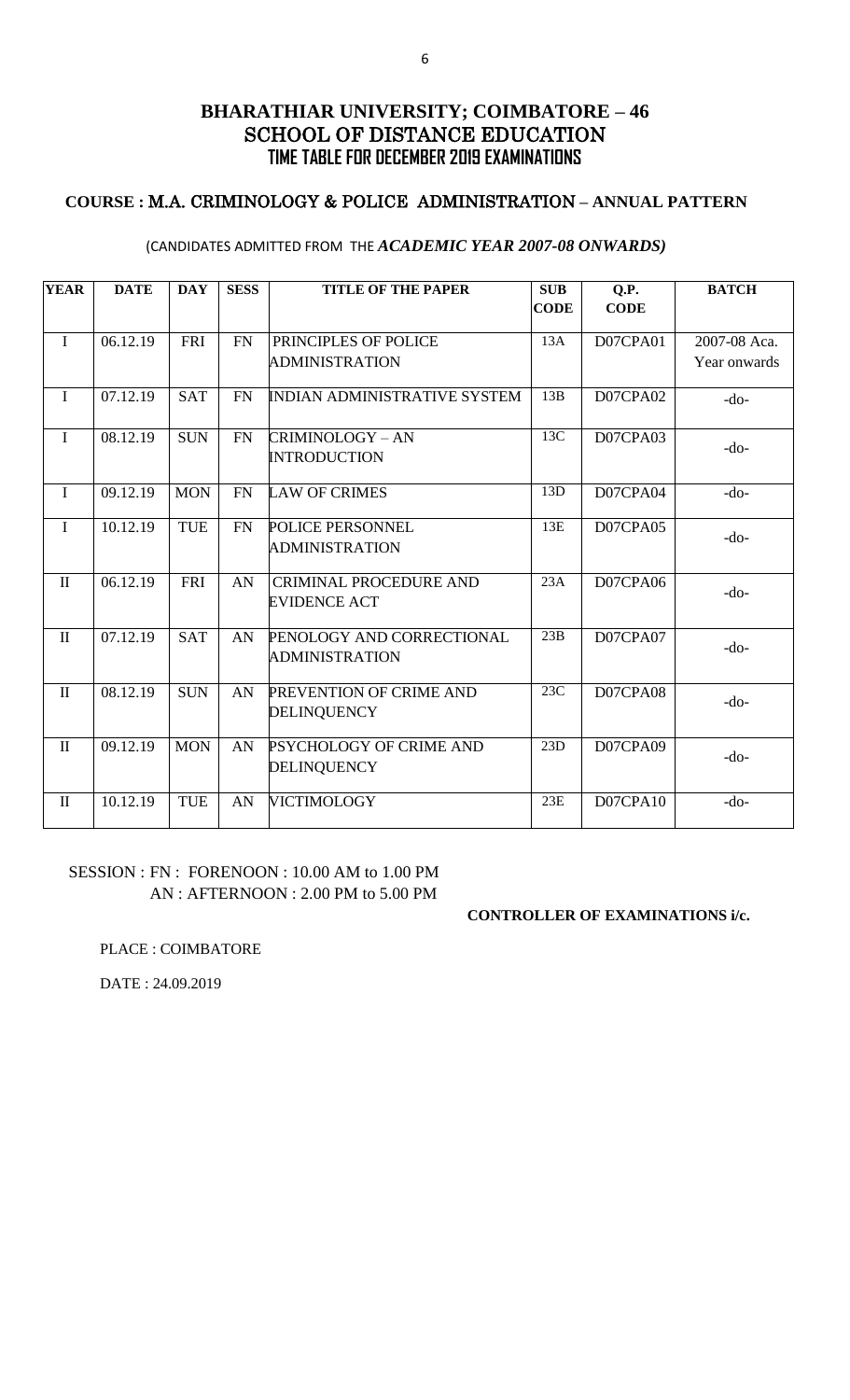# BHARATHIAR UNIVERSITY; COIMBATORE – 46
## SCHOOL OF DISTANCE EDUCATION
### TIME TABLE FOR DECEMBER 2019 EXAMINATIONS

**COURSE : M.A. CRIMINOLOGY & POLICE ADMINISTRATION – ANNUAL PATTERN**

(CANDIDATES ADMITTED FROM THE *ACADEMIC YEAR 2007-08 ONWARDS)*

| YEAR | DATE | DAY | SESS | TITLE OF THE PAPER | SUB CODE | Q.P. CODE | BATCH |
|---|---|---|---|---|---|---|---|
| I | 06.12.19 | FRI | FN | PRINCIPLES OF POLICE ADMINISTRATION | 13A | D07CPA01 | 2007-08 Aca. Year onwards |
| I | 07.12.19 | SAT | FN | INDIAN ADMINISTRATIVE SYSTEM | 13B | D07CPA02 | -do- |
| I | 08.12.19 | SUN | FN | CRIMINOLOGY – AN INTRODUCTION | 13C | D07CPA03 | -do- |
| I | 09.12.19 | MON | FN | LAW OF CRIMES | 13D | D07CPA04 | -do- |
| I | 10.12.19 | TUE | FN | POLICE PERSONNEL ADMINISTRATION | 13E | D07CPA05 | -do- |
| II | 06.12.19 | FRI | AN | CRIMINAL PROCEDURE AND EVIDENCE ACT | 23A | D07CPA06 | -do- |
| II | 07.12.19 | SAT | AN | PENOLOGY AND CORRECTIONAL ADMINISTRATION | 23B | D07CPA07 | -do- |
| II | 08.12.19 | SUN | AN | PREVENTION OF CRIME AND DELINQUENCY | 23C | D07CPA08 | -do- |
| II | 09.12.19 | MON | AN | PSYCHOLOGY OF CRIME AND DELINQUENCY | 23D | D07CPA09 | -do- |
| II | 10.12.19 | TUE | AN | VICTIMOLOGY | 23E | D07CPA10 | -do- |

SESSION : FN : FORENOON : 10.00 AM to 1.00 PM
AN : AFTERNOON : 2.00 PM to 5.00 PM

**CONTROLLER OF EXAMINATIONS i/c.**

PLACE : COIMBATORE

DATE : 24.09.2019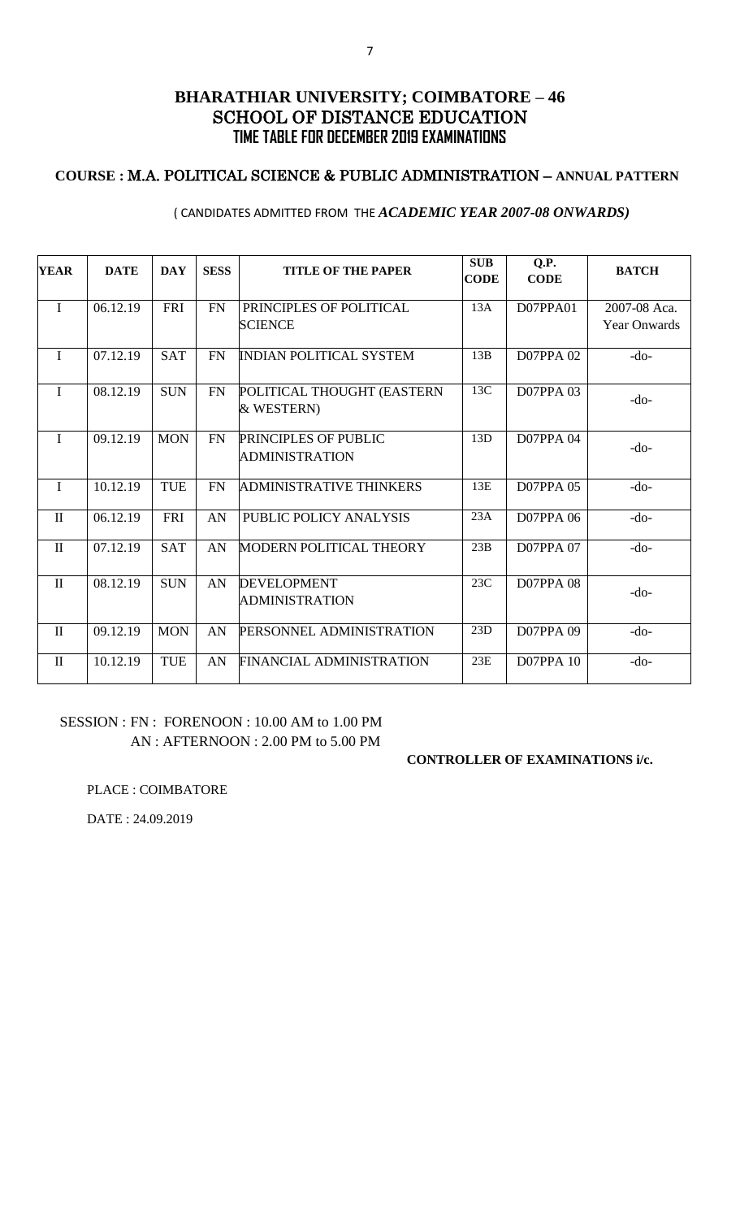# BHARATHIAR UNIVERSITY; COIMBATORE – 46
## SCHOOL OF DISTANCE EDUCATION
### TIME TABLE FOR DECEMBER 2019 EXAMINATIONS

**COURSE : M.A. POLITICAL SCIENCE & PUBLIC ADMINISTRATION – ANNUAL PATTERN**

( CANDIDATES ADMITTED FROM THE ***ACADEMIC YEAR 2007-08 ONWARDS)***

| YEAR | DATE | DAY | SESS | TITLE OF THE PAPER | SUB CODE | Q.P. CODE | BATCH |
|---|---|---|---|---|---|---|---|
| I | 06.12.19 | FRI | FN | PRINCIPLES OF POLITICAL SCIENCE | 13A | D07PPA01 | 2007-08 Aca. Year Onwards |
| I | 07.12.19 | SAT | FN | INDIAN POLITICAL SYSTEM | 13B | D07PPA 02 | -do- |
| I | 08.12.19 | SUN | FN | POLITICAL THOUGHT (EASTERN & WESTERN) | 13C | D07PPA 03 | -do- |
| I | 09.12.19 | MON | FN | PRINCIPLES OF PUBLIC ADMINISTRATION | 13D | D07PPA 04 | -do- |
| I | 10.12.19 | TUE | FN | ADMINISTRATIVE THINKERS | 13E | D07PPA 05 | -do- |
| II | 06.12.19 | FRI | AN | PUBLIC POLICY ANALYSIS | 23A | D07PPA 06 | -do- |
| II | 07.12.19 | SAT | AN | MODERN POLITICAL THEORY | 23B | D07PPA 07 | -do- |
| II | 08.12.19 | SUN | AN | DEVELOPMENT ADMINISTRATION | 23C | D07PPA 08 | -do- |
| II | 09.12.19 | MON | AN | PERSONNEL ADMINISTRATION | 23D | D07PPA 09 | -do- |
| II | 10.12.19 | TUE | AN | FINANCIAL ADMINISTRATION | 23E | D07PPA 10 | -do- |

SESSION : FN : FORENOON : 10.00 AM to 1.00 PM
AN : AFTERNOON : 2.00 PM to 5.00 PM

**CONTROLLER OF EXAMINATIONS i/c.**

PLACE : COIMBATORE

DATE : 24.09.2019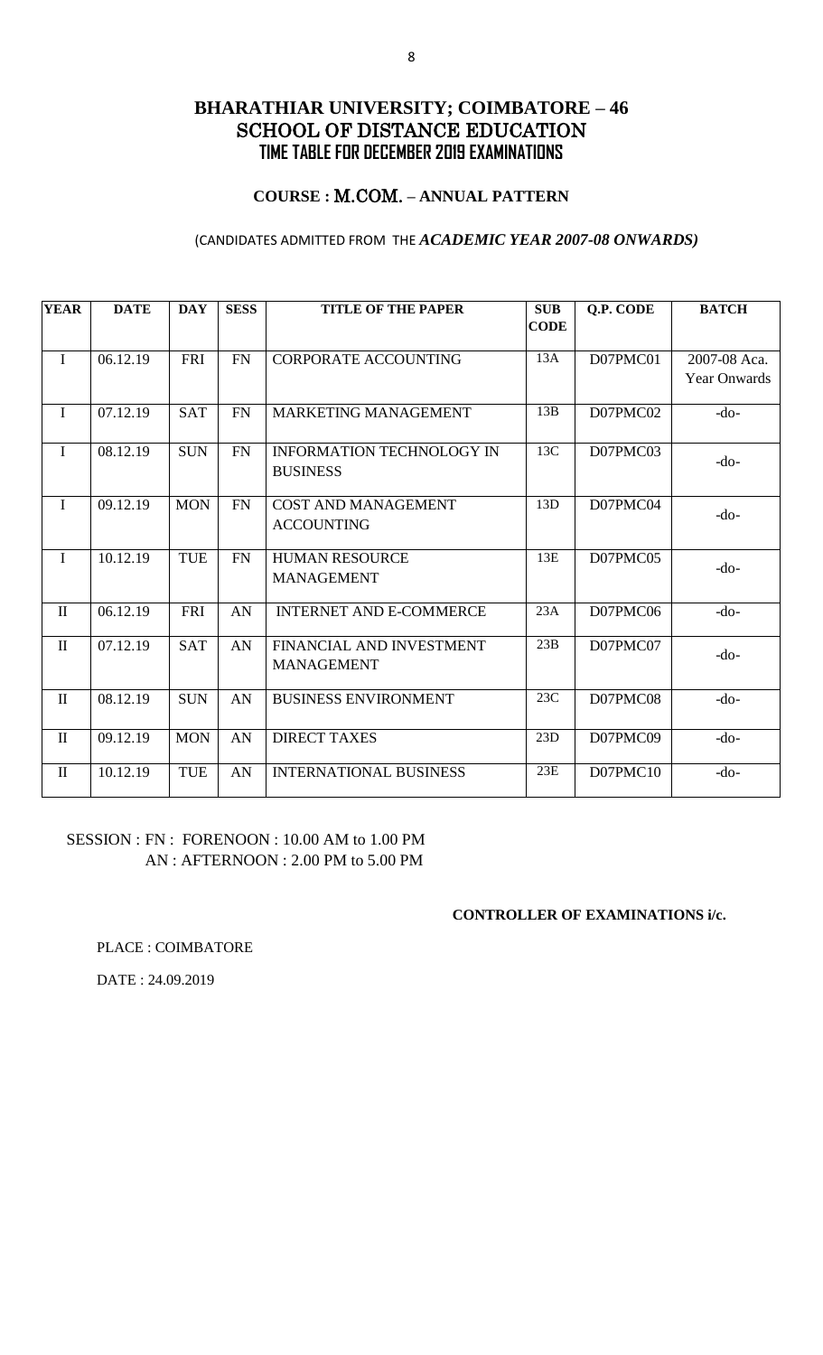# BHARATHIAR UNIVERSITY; COIMBATORE – 46
## SCHOOL OF DISTANCE EDUCATION
### TIME TABLE FOR DECEMBER 2019 EXAMINATIONS

**COURSE : M.COM. – ANNUAL PATTERN**

(CANDIDATES ADMITTED FROM THE ***ACADEMIC YEAR 2007-08 ONWARDS)***

| YEAR | DATE | DAY | SESS | TITLE OF THE PAPER | SUB CODE | Q.P. CODE | BATCH |
|---|---|---|---|---|---|---|---|
| I | 06.12.19 | FRI | FN | CORPORATE ACCOUNTING | 13A | D07PMC01 | 2007-08 Aca. Year Onwards |
| I | 07.12.19 | SAT | FN | MARKETING MANAGEMENT | 13B | D07PMC02 | -do- |
| I | 08.12.19 | SUN | FN | INFORMATION TECHNOLOGY IN BUSINESS | 13C | D07PMC03 | -do- |
| I | 09.12.19 | MON | FN | COST AND MANAGEMENT ACCOUNTING | 13D | D07PMC04 | -do- |
| I | 10.12.19 | TUE | FN | HUMAN RESOURCE MANAGEMENT | 13E | D07PMC05 | -do- |
| II | 06.12.19 | FRI | AN | INTERNET AND E-COMMERCE | 23A | D07PMC06 | -do- |
| II | 07.12.19 | SAT | AN | FINANCIAL AND INVESTMENT MANAGEMENT | 23B | D07PMC07 | -do- |
| II | 08.12.19 | SUN | AN | BUSINESS ENVIRONMENT | 23C | D07PMC08 | -do- |
| II | 09.12.19 | MON | AN | DIRECT TAXES | 23D | D07PMC09 | -do- |
| II | 10.12.19 | TUE | AN | INTERNATIONAL BUSINESS | 23E | D07PMC10 | -do- |

SESSION : FN : FORENOON : 10.00 AM to 1.00 PM
AN : AFTERNOON : 2.00 PM to 5.00 PM

**CONTROLLER OF EXAMINATIONS i/c.**

PLACE : COIMBATORE

DATE : 24.09.2019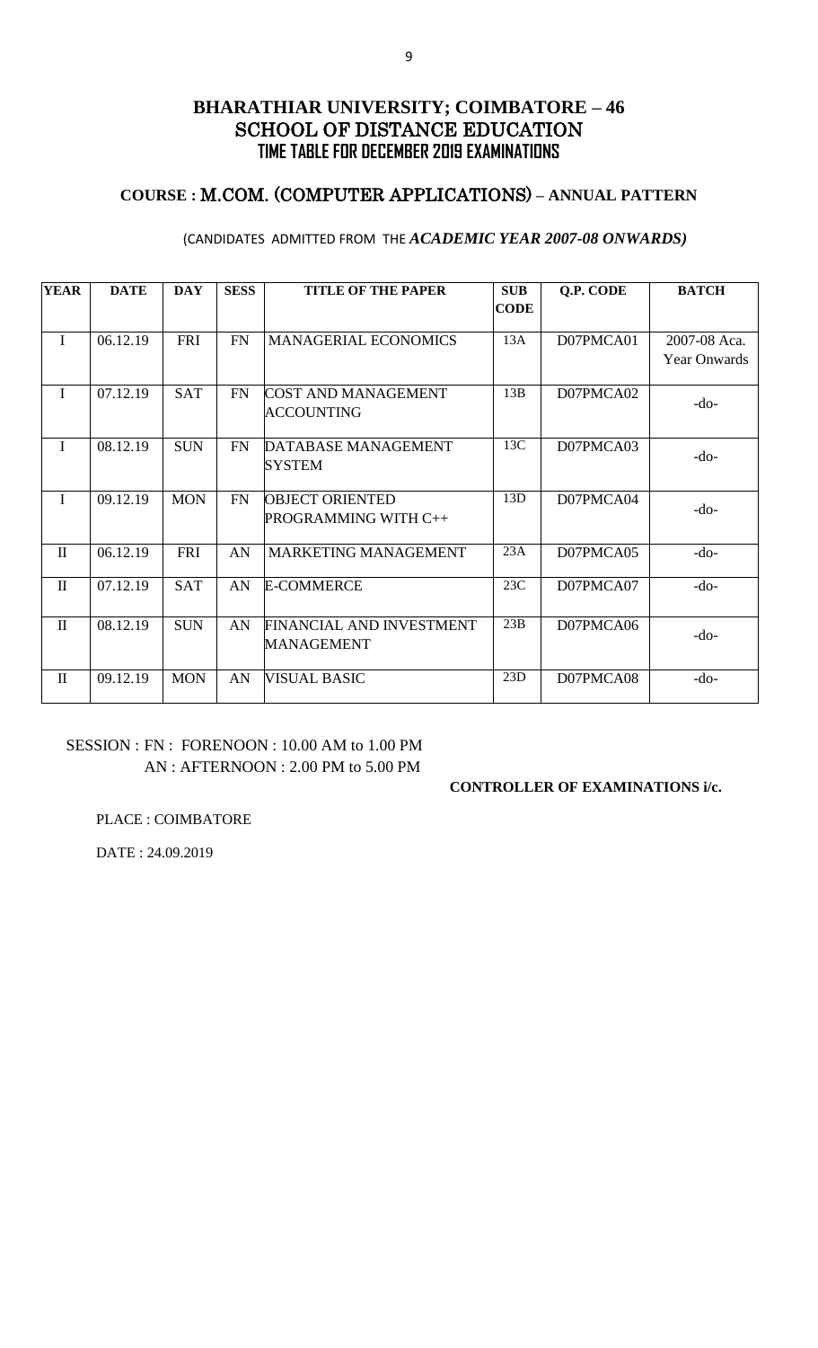# BHARATHIAR UNIVERSITY; COIMBATORE – 46
## SCHOOL OF DISTANCE EDUCATION
### TIME TABLE FOR DECEMBER 2019 EXAMINATIONS

### COURSE : M.COM. (COMPUTER APPLICATIONS) – ANNUAL PATTERN

(CANDIDATES ADMITTED FROM THE *ACADEMIC YEAR 2007-08 ONWARDS)*

| YEAR | DATE | DAY | SESS | TITLE OF THE PAPER | SUB CODE | Q.P. CODE | BATCH |
|---|---|---|---|---|---|---|---|
| I | 06.12.19 | FRI | FN | MANAGERIAL ECONOMICS | 13A | D07PMCA01 | 2007-08 Aca. Year Onwards |
| I | 07.12.19 | SAT | FN | COST AND MANAGEMENT ACCOUNTING | 13B | D07PMCA02 | -do- |
| I | 08.12.19 | SUN | FN | DATABASE MANAGEMENT SYSTEM | 13C | D07PMCA03 | -do- |
| I | 09.12.19 | MON | FN | OBJECT ORIENTED PROGRAMMING WITH C++ | 13D | D07PMCA04 | -do- |
| II | 06.12.19 | FRI | AN | MARKETING MANAGEMENT | 23A | D07PMCA05 | -do- |
| II | 07.12.19 | SAT | AN | E-COMMERCE | 23C | D07PMCA07 | -do- |
| II | 08.12.19 | SUN | AN | FINANCIAL AND INVESTMENT MANAGEMENT | 23B | D07PMCA06 | -do- |
| II | 09.12.19 | MON | AN | VISUAL BASIC | 23D | D07PMCA08 | -do- |

SESSION : FN : FORENOON : 10.00 AM to 1.00 PM
AN : AFTERNOON : 2.00 PM to 5.00 PM

**CONTROLLER OF EXAMINATIONS i/c.**

PLACE : COIMBATORE

DATE : 24.09.2019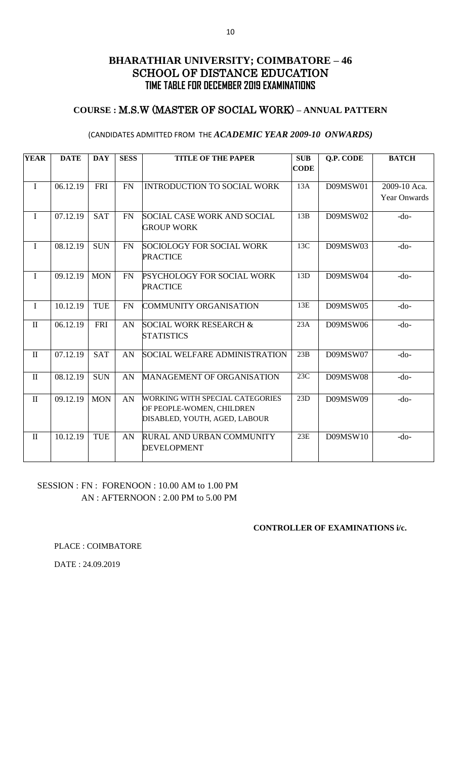# BHARATHIAR UNIVERSITY; COIMBATORE – 46
## SCHOOL OF DISTANCE EDUCATION
### TIME TABLE FOR DECEMBER 2019 EXAMINATIONS

### COURSE : M.S.W (MASTER OF SOCIAL WORK) – ANNUAL PATTERN

(CANDIDATES ADMITTED FROM THE *ACADEMIC YEAR 2009-10 ONWARDS)*

| YEAR | DATE | DAY | SESS | TITLE OF THE PAPER | SUB CODE | Q.P. CODE | BATCH |
|---|---|---|---|---|---|---|---|
| I | 06.12.19 | FRI | FN | INTRODUCTION TO SOCIAL WORK | 13A | D09MSW01 | 2009-10 Aca. Year Onwards |
| I | 07.12.19 | SAT | FN | SOCIAL CASE WORK AND SOCIAL GROUP WORK | 13B | D09MSW02 | -do- |
| I | 08.12.19 | SUN | FN | SOCIOLOGY FOR SOCIAL WORK PRACTICE | 13C | D09MSW03 | -do- |
| I | 09.12.19 | MON | FN | PSYCHOLOGY FOR SOCIAL WORK PRACTICE | 13D | D09MSW04 | -do- |
| I | 10.12.19 | TUE | FN | COMMUNITY ORGANISATION | 13E | D09MSW05 | -do- |
| II | 06.12.19 | FRI | AN | SOCIAL WORK RESEARCH & STATISTICS | 23A | D09MSW06 | -do- |
| II | 07.12.19 | SAT | AN | SOCIAL WELFARE ADMINISTRATION | 23B | D09MSW07 | -do- |
| II | 08.12.19 | SUN | AN | MANAGEMENT OF ORGANISATION | 23C | D09MSW08 | -do- |
| II | 09.12.19 | MON | AN | WORKING WITH SPECIAL CATEGORIES OF PEOPLE-WOMEN, CHILDREN DISABLED, YOUTH, AGED, LABOUR | 23D | D09MSW09 | -do- |
| II | 10.12.19 | TUE | AN | RURAL AND URBAN COMMUNITY DEVELOPMENT | 23E | D09MSW10 | -do- |

SESSION : FN : FORENOON : 10.00 AM to 1.00 PM
AN : AFTERNOON : 2.00 PM to 5.00 PM

**CONTROLLER OF EXAMINATIONS i/c.**

PLACE : COIMBATORE

DATE : 24.09.2019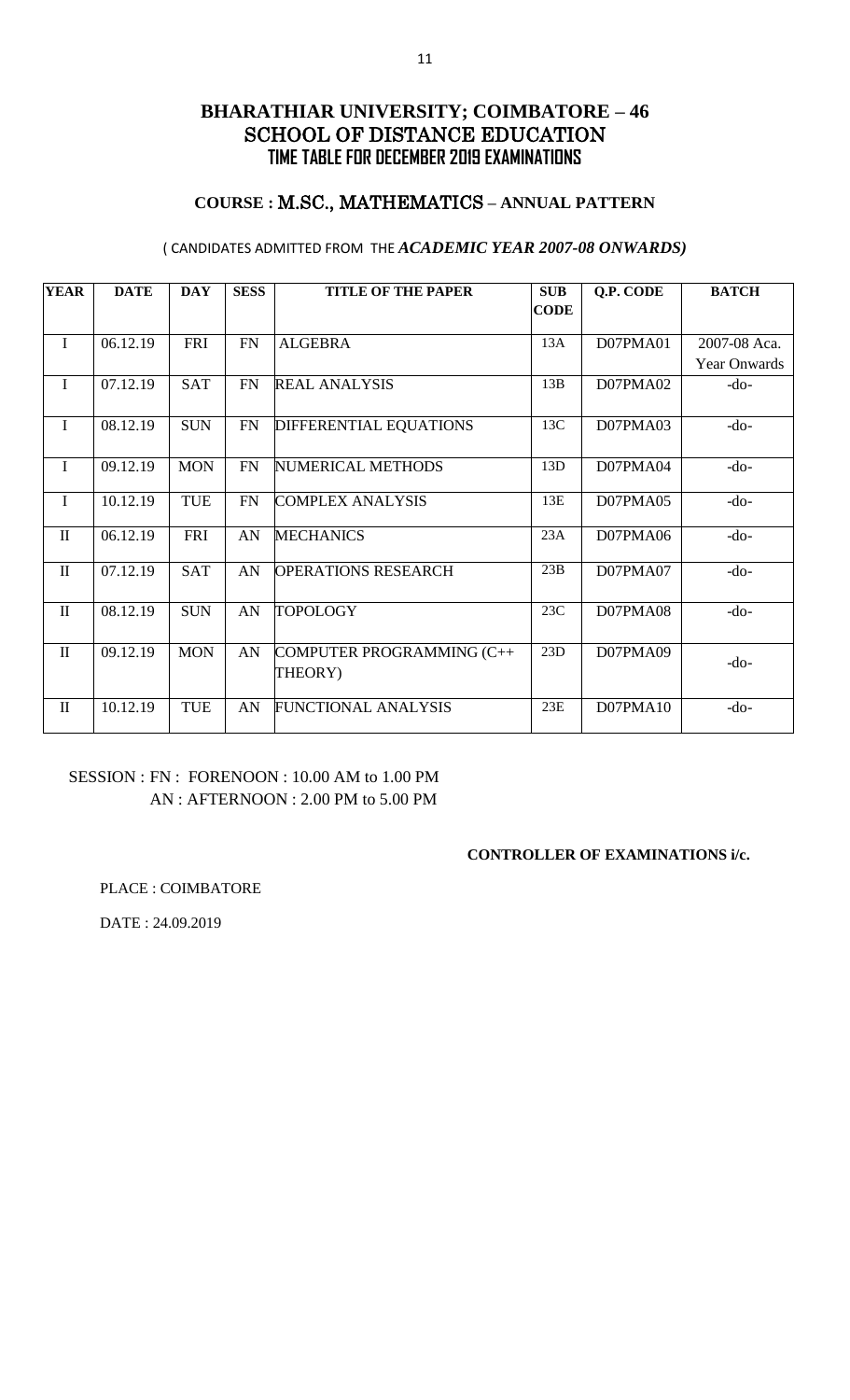# BHARATHIAR UNIVERSITY; COIMBATORE – 46
## SCHOOL OF DISTANCE EDUCATION
### TIME TABLE FOR DECEMBER 2019 EXAMINATIONS

### COURSE : M.SC., MATHEMATICS – ANNUAL PATTERN

( CANDIDATES ADMITTED FROM THE *ACADEMIC YEAR 2007-08 ONWARDS)*

| YEAR | DATE | DAY | SESS | TITLE OF THE PAPER | SUB CODE | Q.P. CODE | BATCH |
|---|---|---|---|---|---|---|---|
| I | 06.12.19 | FRI | FN | ALGEBRA | 13A | D07PMA01 | 2007-08 Aca. Year Onwards |
| I | 07.12.19 | SAT | FN | REAL ANALYSIS | 13B | D07PMA02 | -do- |
| I | 08.12.19 | SUN | FN | DIFFERENTIAL EQUATIONS | 13C | D07PMA03 | -do- |
| I | 09.12.19 | MON | FN | NUMERICAL METHODS | 13D | D07PMA04 | -do- |
| I | 10.12.19 | TUE | FN | COMPLEX ANALYSIS | 13E | D07PMA05 | -do- |
| II | 06.12.19 | FRI | AN | MECHANICS | 23A | D07PMA06 | -do- |
| II | 07.12.19 | SAT | AN | OPERATIONS RESEARCH | 23B | D07PMA07 | -do- |
| II | 08.12.19 | SUN | AN | TOPOLOGY | 23C | D07PMA08 | -do- |
| II | 09.12.19 | MON | AN | COMPUTER PROGRAMMING (C++ THEORY) | 23D | D07PMA09 | -do- |
| II | 10.12.19 | TUE | AN | FUNCTIONAL ANALYSIS | 23E | D07PMA10 | -do- |

SESSION : FN : FORENOON : 10.00 AM to 1.00 PM
AN : AFTERNOON : 2.00 PM to 5.00 PM

**CONTROLLER OF EXAMINATIONS i/c.**

PLACE : COIMBATORE

DATE : 24.09.2019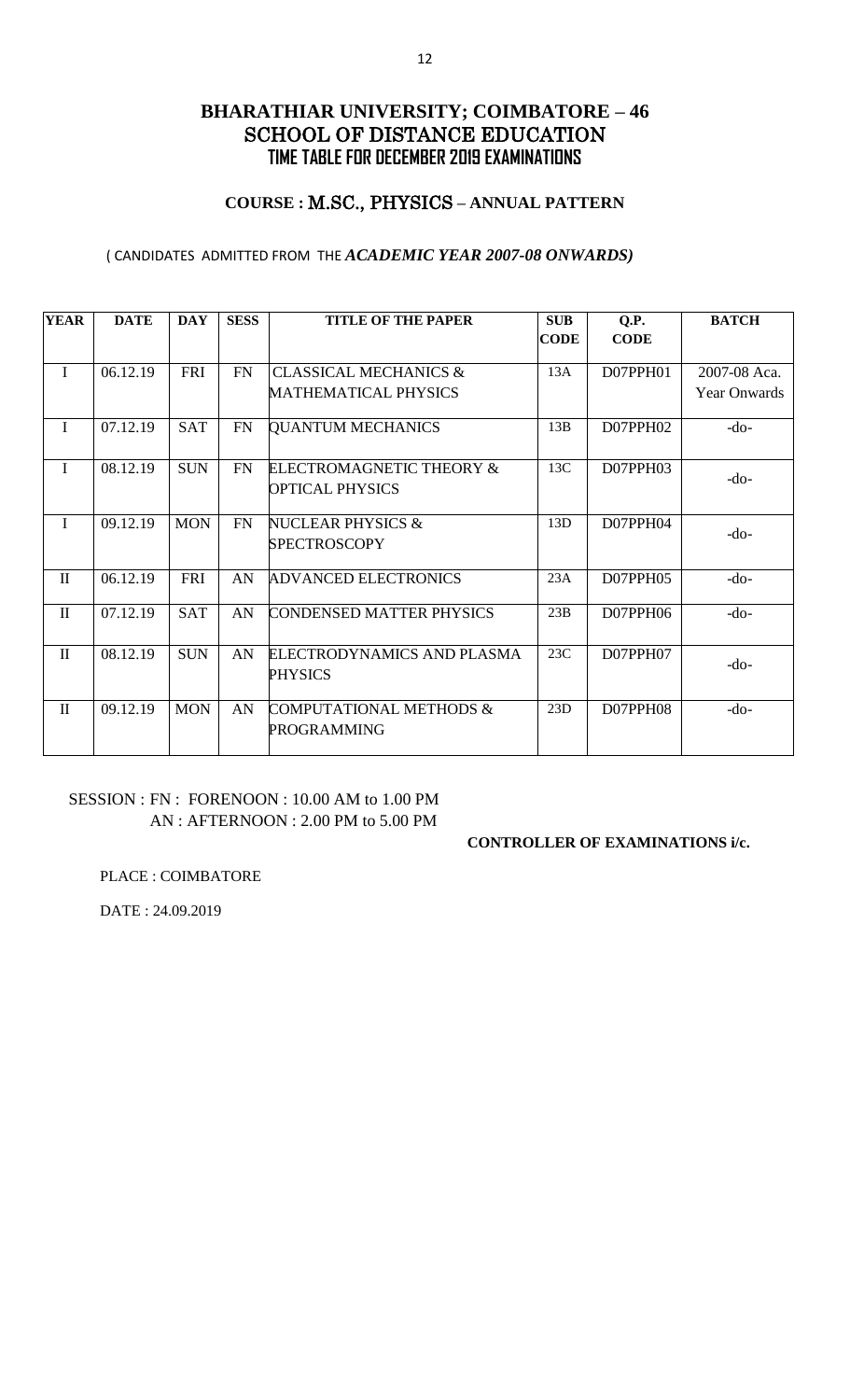# BHARATHIAR UNIVERSITY; COIMBATORE – 46
## SCHOOL OF DISTANCE EDUCATION
### TIME TABLE FOR DECEMBER 2019 EXAMINATIONS

### COURSE : M.SC., PHYSICS – ANNUAL PATTERN

( CANDIDATES ADMITTED FROM THE *ACADEMIC YEAR 2007-08 ONWARDS)*

| YEAR | DATE | DAY | SESS | TITLE OF THE PAPER | SUB CODE | Q.P. CODE | BATCH |
|---|---|---|---|---|---|---|---|
| I | 06.12.19 | FRI | FN | CLASSICAL MECHANICS & MATHEMATICAL PHYSICS | 13A | D07PPH01 | 2007-08 Aca. Year Onwards |
| I | 07.12.19 | SAT | FN | QUANTUM MECHANICS | 13B | D07PPH02 | -do- |
| I | 08.12.19 | SUN | FN | ELECTROMAGNETIC THEORY & OPTICAL PHYSICS | 13C | D07PPH03 | -do- |
| I | 09.12.19 | MON | FN | NUCLEAR PHYSICS & SPECTROSCOPY | 13D | D07PPH04 | -do- |
| II | 06.12.19 | FRI | AN | ADVANCED ELECTRONICS | 23A | D07PPH05 | -do- |
| II | 07.12.19 | SAT | AN | CONDENSED MATTER PHYSICS | 23B | D07PPH06 | -do- |
| II | 08.12.19 | SUN | AN | ELECTRODYNAMICS AND PLASMA PHYSICS | 23C | D07PPH07 | -do- |
| II | 09.12.19 | MON | AN | COMPUTATIONAL METHODS & PROGRAMMING | 23D | D07PPH08 | -do- |

SESSION : FN : FORENOON : 10.00 AM to 1.00 PM
AN : AFTERNOON : 2.00 PM to 5.00 PM

**CONTROLLER OF EXAMINATIONS i/c.**

PLACE : COIMBATORE

DATE : 24.09.2019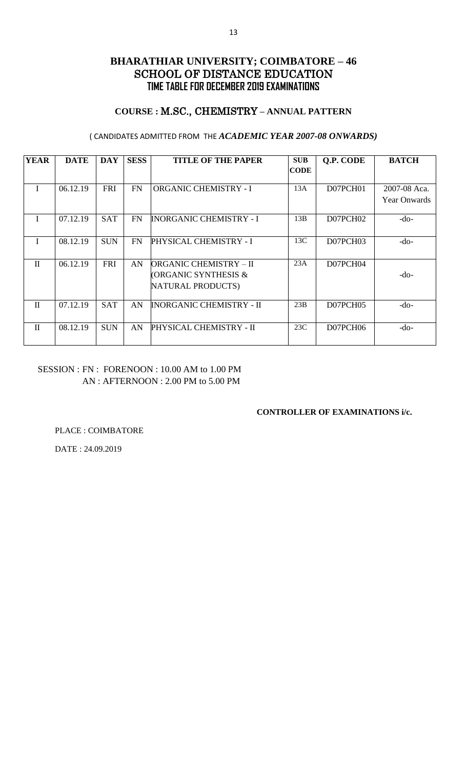# BHARATHIAR UNIVERSITY; COIMBATORE – 46
## SCHOOL OF DISTANCE EDUCATION
### TIME TABLE FOR DECEMBER 2019 EXAMINATIONS

### COURSE : M.SC., CHEMISTRY – ANNUAL PATTERN

( CANDIDATES ADMITTED FROM THE ***ACADEMIC YEAR 2007-08 ONWARDS)***

| YEAR | DATE | DAY | SESS | TITLE OF THE PAPER | SUB CODE | Q.P. CODE | BATCH |
|---|---|---|---|---|---|---|---|
| I | 06.12.19 | FRI | FN | ORGANIC CHEMISTRY - I | 13A | D07PCH01 | 2007-08 Aca. Year Onwards |
| I | 07.12.19 | SAT | FN | INORGANIC CHEMISTRY - I | 13B | D07PCH02 | -do- |
| I | 08.12.19 | SUN | FN | PHYSICAL CHEMISTRY - I | 13C | D07PCH03 | -do- |
| II | 06.12.19 | FRI | AN | ORGANIC CHEMISTRY – II (ORGANIC SYNTHESIS & NATURAL PRODUCTS) | 23A | D07PCH04 | -do- |
| II | 07.12.19 | SAT | AN | INORGANIC CHEMISTRY - II | 23B | D07PCH05 | -do- |
| II | 08.12.19 | SUN | AN | PHYSICAL CHEMISTRY - II | 23C | D07PCH06 | -do- |

SESSION : FN : FORENOON : 10.00 AM to 1.00 PM
AN : AFTERNOON : 2.00 PM to 5.00 PM

**CONTROLLER OF EXAMINATIONS i/c.**

PLACE : COIMBATORE

DATE : 24.09.2019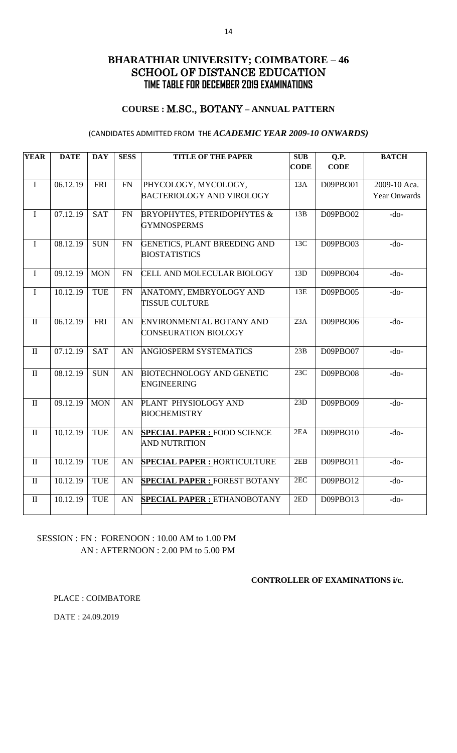# BHARATHIAR UNIVERSITY; COIMBATORE – 46
## SCHOOL OF DISTANCE EDUCATION
### TIME TABLE FOR DECEMBER 2019 EXAMINATIONS

### COURSE : M.SC., BOTANY – ANNUAL PATTERN

(CANDIDATES ADMITTED FROM THE *ACADEMIC YEAR 2009-10 ONWARDS)*

| YEAR | DATE | DAY | SESS | TITLE OF THE PAPER | SUB CODE | Q.P. CODE | BATCH |
|---|---|---|---|---|---|---|---|
| I | 06.12.19 | FRI | FN | PHYCOLOGY, MYCOLOGY, BACTERIOLOGY AND VIROLOGY | 13A | D09PBO01 | 2009-10 Aca. Year Onwards |
| I | 07.12.19 | SAT | FN | BRYOPHYTES, PTERIDOPHYTES & GYMNOSPERMS | 13B | D09PBO02 | -do- |
| I | 08.12.19 | SUN | FN | GENETICS, PLANT BREEDING AND BIOSTATISTICS | 13C | D09PBO03 | -do- |
| I | 09.12.19 | MON | FN | CELL AND MOLECULAR BIOLOGY | 13D | D09PBO04 | -do- |
| I | 10.12.19 | TUE | FN | ANATOMY, EMBRYOLOGY AND TISSUE CULTURE | 13E | D09PBO05 | -do- |
| II | 06.12.19 | FRI | AN | ENVIRONMENTAL BOTANY AND CONSEURATION BIOLOGY | 23A | D09PBO06 | -do- |
| II | 07.12.19 | SAT | AN | ANGIOSPERM SYSTEMATICS | 23B | D09PBO07 | -do- |
| II | 08.12.19 | SUN | AN | BIOTECHNOLOGY AND GENETIC ENGINEERING | 23C | D09PBO08 | -do- |
| II | 09.12.19 | MON | AN | PLANT PHYSIOLOGY AND BIOCHEMISTRY | 23D | D09PBO09 | -do- |
| II | 10.12.19 | TUE | AN | **SPECIAL PAPER :** FOOD SCIENCE AND NUTRITION | 2EA | D09PBO10 | -do- |
| II | 10.12.19 | TUE | AN | **SPECIAL PAPER :** HORTICULTURE | 2EB | D09PBO11 | -do- |
| II | 10.12.19 | TUE | AN | **SPECIAL PAPER :** FOREST BOTANY | 2EC | D09PBO12 | -do- |
| II | 10.12.19 | TUE | AN | **SPECIAL PAPER :** ETHANOBOTANY | 2ED | D09PBO13 | -do- |

SESSION : FN : FORENOON : 10.00 AM to 1.00 PM
AN : AFTERNOON : 2.00 PM to 5.00 PM

**CONTROLLER OF EXAMINATIONS i/c.**

PLACE : COIMBATORE

DATE : 24.09.2019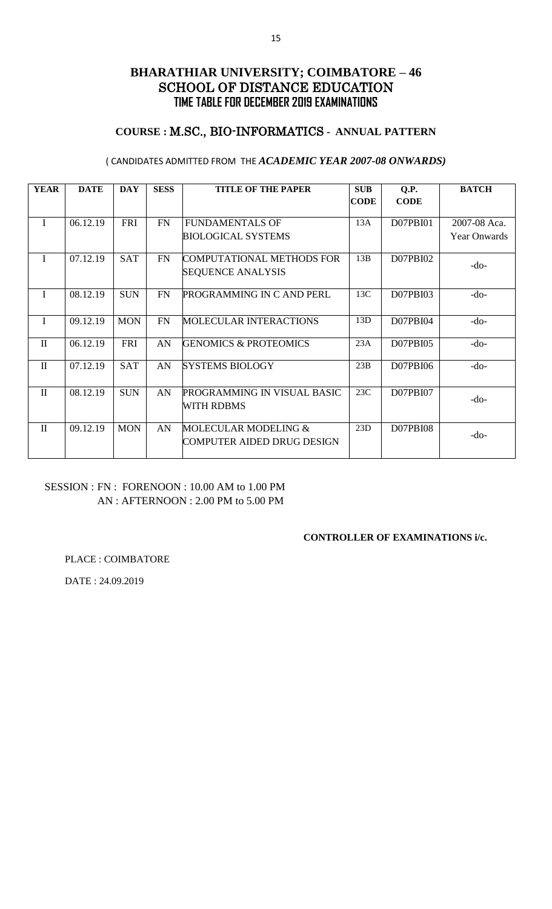# BHARATHIAR UNIVERSITY; COIMBATORE – 46

## SCHOOL OF DISTANCE EDUCATION

## TIME TABLE FOR DECEMBER 2019 EXAMINATIONS

### COURSE : M.SC., BIO-INFORMATICS - ANNUAL PATTERN

( CANDIDATES ADMITTED FROM THE *ACADEMIC YEAR 2007-08 ONWARDS)*

| YEAR | DATE | DAY | SESS | TITLE OF THE PAPER | SUB CODE | Q.P. CODE | BATCH |
|---|---|---|---|---|---|---|---|
| I | 06.12.19 | FRI | FN | FUNDAMENTALS OF BIOLOGICAL SYSTEMS | 13A | D07PBI01 | 2007-08 Aca. Year Onwards |
| I | 07.12.19 | SAT | FN | COMPUTATIONAL METHODS FOR SEQUENCE ANALYSIS | 13B | D07PBI02 | -do- |
| I | 08.12.19 | SUN | FN | PROGRAMMING IN C AND PERL | 13C | D07PBI03 | -do- |
| I | 09.12.19 | MON | FN | MOLECULAR INTERACTIONS | 13D | D07PBI04 | -do- |
| II | 06.12.19 | FRI | AN | GENOMICS & PROTEOMICS | 23A | D07PBI05 | -do- |
| II | 07.12.19 | SAT | AN | SYSTEMS BIOLOGY | 23B | D07PBI06 | -do- |
| II | 08.12.19 | SUN | AN | PROGRAMMING IN VISUAL BASIC WITH RDBMS | 23C | D07PBI07 | -do- |
| II | 09.12.19 | MON | AN | MOLECULAR MODELING & COMPUTER AIDED DRUG DESIGN | 23D | D07PBI08 | -do- |

SESSION : FN : FORENOON : 10.00 AM to 1.00 PM
AN : AFTERNOON : 2.00 PM to 5.00 PM

**CONTROLLER OF EXAMINATIONS i/c.**

PLACE : COIMBATORE

DATE : 24.09.2019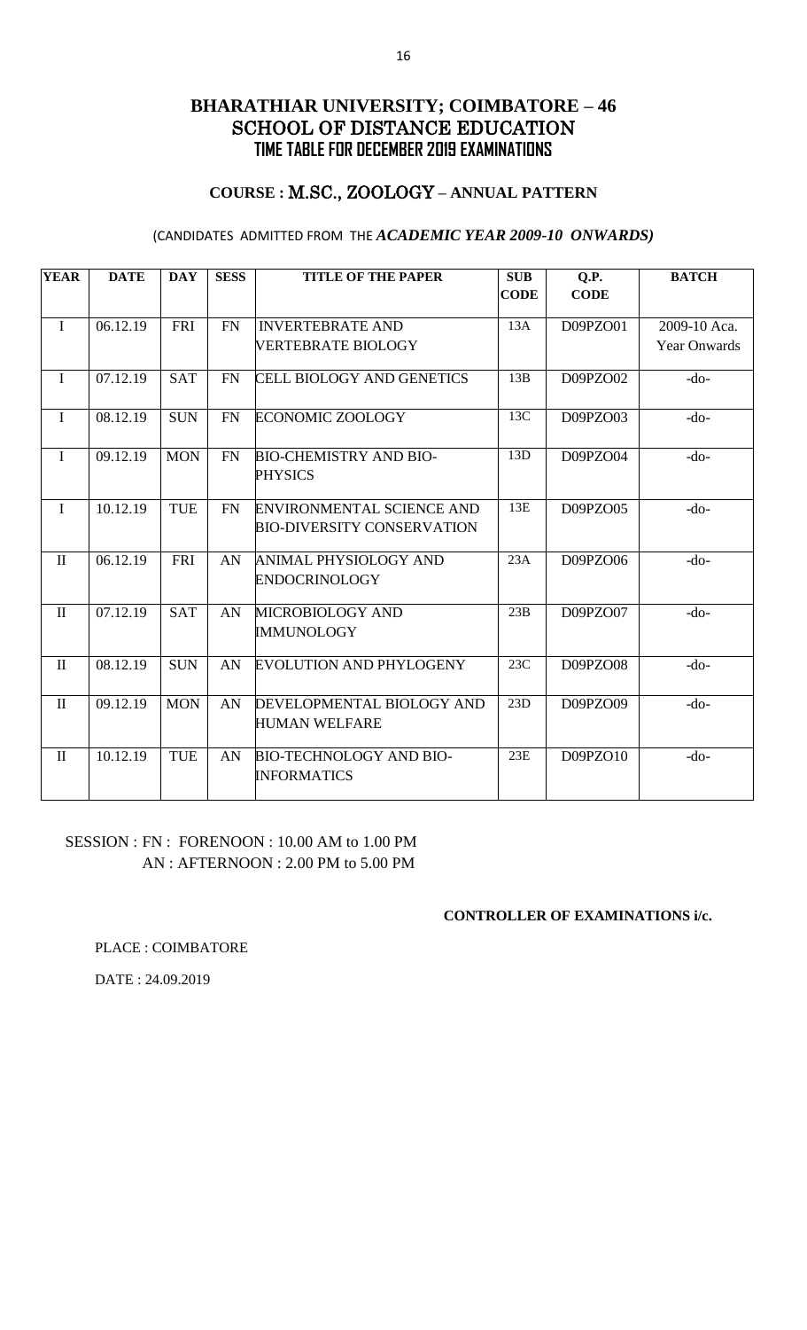# BHARATHIAR UNIVERSITY; COIMBATORE – 46
## SCHOOL OF DISTANCE EDUCATION
## TIME TABLE FOR DECEMBER 2019 EXAMINATIONS

### COURSE : M.SC., ZOOLOGY – ANNUAL PATTERN

(CANDIDATES ADMITTED FROM THE *ACADEMIC YEAR 2009-10 ONWARDS)*

| YEAR | DATE | DAY | SESS | TITLE OF THE PAPER | SUB CODE | Q.P. CODE | BATCH |
|---|---|---|---|---|---|---|---|
| I | 06.12.19 | FRI | FN | INVERTEBRATE AND VERTEBRATE BIOLOGY | 13A | D09PZO01 | 2009-10 Aca. Year Onwards |
| I | 07.12.19 | SAT | FN | CELL BIOLOGY AND GENETICS | 13B | D09PZO02 | -do- |
| I | 08.12.19 | SUN | FN | ECONOMIC ZOOLOGY | 13C | D09PZO03 | -do- |
| I | 09.12.19 | MON | FN | BIO-CHEMISTRY AND BIO-PHYSICS | 13D | D09PZO04 | -do- |
| I | 10.12.19 | TUE | FN | ENVIRONMENTAL SCIENCE AND BIO-DIVERSITY CONSERVATION | 13E | D09PZO05 | -do- |
| II | 06.12.19 | FRI | AN | ANIMAL PHYSIOLOGY AND ENDOCRINOLOGY | 23A | D09PZO06 | -do- |
| II | 07.12.19 | SAT | AN | MICROBIOLOGY AND IMMUNOLOGY | 23B | D09PZO07 | -do- |
| II | 08.12.19 | SUN | AN | EVOLUTION AND PHYLOGENY | 23C | D09PZO08 | -do- |
| II | 09.12.19 | MON | AN | DEVELOPMENTAL BIOLOGY AND HUMAN WELFARE | 23D | D09PZO09 | -do- |
| II | 10.12.19 | TUE | AN | BIO-TECHNOLOGY AND BIO-INFORMATICS | 23E | D09PZO10 | -do- |

SESSION : FN : FORENOON : 10.00 AM to 1.00 PM
AN : AFTERNOON : 2.00 PM to 5.00 PM

**CONTROLLER OF EXAMINATIONS i/c.**

PLACE : COIMBATORE

DATE : 24.09.2019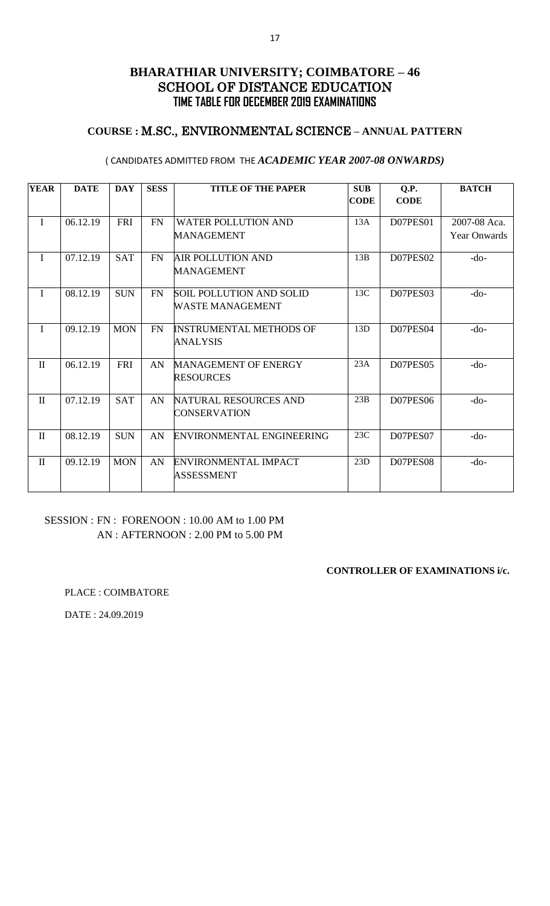# BHARATHIAR UNIVERSITY; COIMBATORE – 46
## SCHOOL OF DISTANCE EDUCATION
### TIME TABLE FOR DECEMBER 2019 EXAMINATIONS

### COURSE : M.SC., ENVIRONMENTAL SCIENCE – ANNUAL PATTERN

( CANDIDATES ADMITTED FROM THE *ACADEMIC YEAR 2007-08 ONWARDS)*

| YEAR | DATE | DAY | SESS | TITLE OF THE PAPER | SUB CODE | Q.P. CODE | BATCH |
|---|---|---|---|---|---|---|---|
| I | 06.12.19 | FRI | FN | WATER POLLUTION AND MANAGEMENT | 13A | D07PES01 | 2007-08 Aca. Year Onwards |
| I | 07.12.19 | SAT | FN | AIR POLLUTION AND MANAGEMENT | 13B | D07PES02 | -do- |
| I | 08.12.19 | SUN | FN | SOIL POLLUTION AND SOLID WASTE MANAGEMENT | 13C | D07PES03 | -do- |
| I | 09.12.19 | MON | FN | INSTRUMENTAL METHODS OF ANALYSIS | 13D | D07PES04 | -do- |
| II | 06.12.19 | FRI | AN | MANAGEMENT OF ENERGY RESOURCES | 23A | D07PES05 | -do- |
| II | 07.12.19 | SAT | AN | NATURAL RESOURCES AND CONSERVATION | 23B | D07PES06 | -do- |
| II | 08.12.19 | SUN | AN | ENVIRONMENTAL ENGINEERING | 23C | D07PES07 | -do- |
| II | 09.12.19 | MON | AN | ENVIRONMENTAL IMPACT ASSESSMENT | 23D | D07PES08 | -do- |

SESSION : FN : FORENOON : 10.00 AM to 1.00 PM
AN : AFTERNOON : 2.00 PM to 5.00 PM

**CONTROLLER OF EXAMINATIONS i/c.**

PLACE : COIMBATORE

DATE : 24.09.2019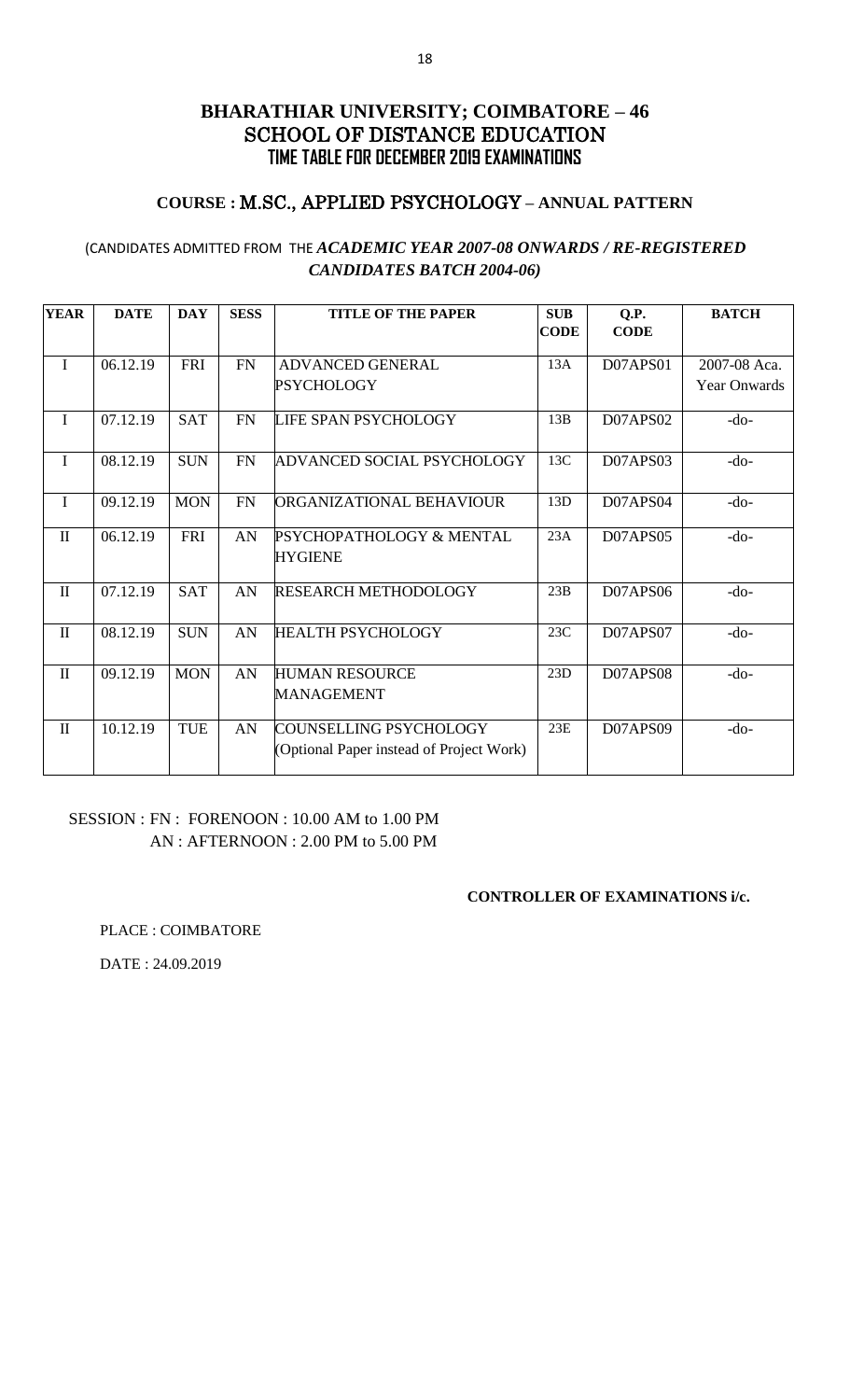# BHARATHIAR UNIVERSITY; COIMBATORE – 46
## SCHOOL OF DISTANCE EDUCATION
### TIME TABLE FOR DECEMBER 2019 EXAMINATIONS

### COURSE : M.SC., APPLIED PSYCHOLOGY – ANNUAL PATTERN

(CANDIDATES ADMITTED FROM THE *ACADEMIC YEAR 2007-08 ONWARDS / RE-REGISTERED CANDIDATES BATCH 2004-06)*

| YEAR | DATE | DAY | SESS | TITLE OF THE PAPER | SUB CODE | Q.P. CODE | BATCH |
|---|---|---|---|---|---|---|---|
| I | 06.12.19 | FRI | FN | ADVANCED GENERAL PSYCHOLOGY | 13A | D07APS01 | 2007-08 Aca. Year Onwards |
| I | 07.12.19 | SAT | FN | LIFE SPAN PSYCHOLOGY | 13B | D07APS02 | -do- |
| I | 08.12.19 | SUN | FN | ADVANCED SOCIAL PSYCHOLOGY | 13C | D07APS03 | -do- |
| I | 09.12.19 | MON | FN | ORGANIZATIONAL BEHAVIOUR | 13D | D07APS04 | -do- |
| II | 06.12.19 | FRI | AN | PSYCHOPATHOLOGY & MENTAL HYGIENE | 23A | D07APS05 | -do- |
| II | 07.12.19 | SAT | AN | RESEARCH METHODOLOGY | 23B | D07APS06 | -do- |
| II | 08.12.19 | SUN | AN | HEALTH PSYCHOLOGY | 23C | D07APS07 | -do- |
| II | 09.12.19 | MON | AN | HUMAN RESOURCE MANAGEMENT | 23D | D07APS08 | -do- |
| II | 10.12.19 | TUE | AN | COUNSELLING PSYCHOLOGY (Optional Paper instead of Project Work) | 23E | D07APS09 | -do- |

SESSION : FN : FORENOON : 10.00 AM to 1.00 PM
AN : AFTERNOON : 2.00 PM to 5.00 PM

**CONTROLLER OF EXAMINATIONS i/c.**

PLACE : COIMBATORE

DATE : 24.09.2019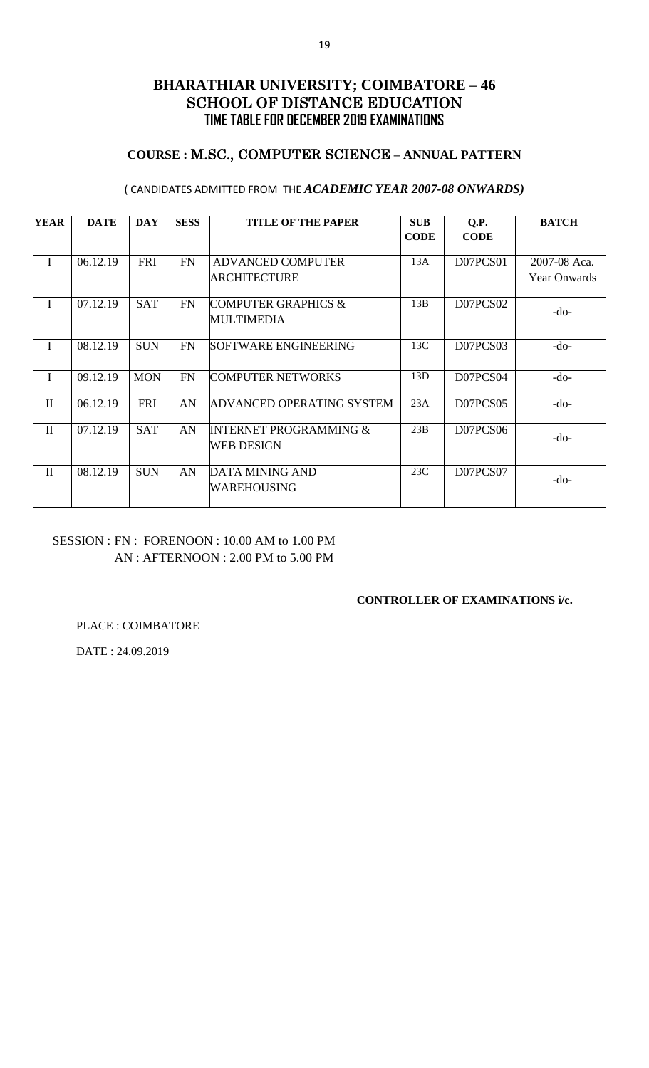# BHARATHIAR UNIVERSITY; COIMBATORE – 46

## SCHOOL OF DISTANCE EDUCATION

### TIME TABLE FOR DECEMBER 2019 EXAMINATIONS

### COURSE : M.SC., COMPUTER SCIENCE – ANNUAL PATTERN

( CANDIDATES ADMITTED FROM THE ***ACADEMIC YEAR 2007-08 ONWARDS)***

| YEAR | DATE | DAY | SESS | TITLE OF THE PAPER | SUB CODE | Q.P. CODE | BATCH |
|---|---|---|---|---|---|---|---|
| I | 06.12.19 | FRI | FN | ADVANCED COMPUTER ARCHITECTURE | 13A | D07PCS01 | 2007-08 Aca. Year Onwards |
| I | 07.12.19 | SAT | FN | COMPUTER GRAPHICS & MULTIMEDIA | 13B | D07PCS02 | -do- |
| I | 08.12.19 | SUN | FN | SOFTWARE ENGINEERING | 13C | D07PCS03 | -do- |
| I | 09.12.19 | MON | FN | COMPUTER NETWORKS | 13D | D07PCS04 | -do- |
| II | 06.12.19 | FRI | AN | ADVANCED OPERATING SYSTEM | 23A | D07PCS05 | -do- |
| II | 07.12.19 | SAT | AN | INTERNET PROGRAMMING & WEB DESIGN | 23B | D07PCS06 | -do- |
| II | 08.12.19 | SUN | AN | DATA MINING AND WAREHOUSING | 23C | D07PCS07 | -do- |

SESSION : FN : FORENOON : 10.00 AM to 1.00 PM
AN : AFTERNOON : 2.00 PM to 5.00 PM

**CONTROLLER OF EXAMINATIONS i/c.**

PLACE : COIMBATORE

DATE : 24.09.2019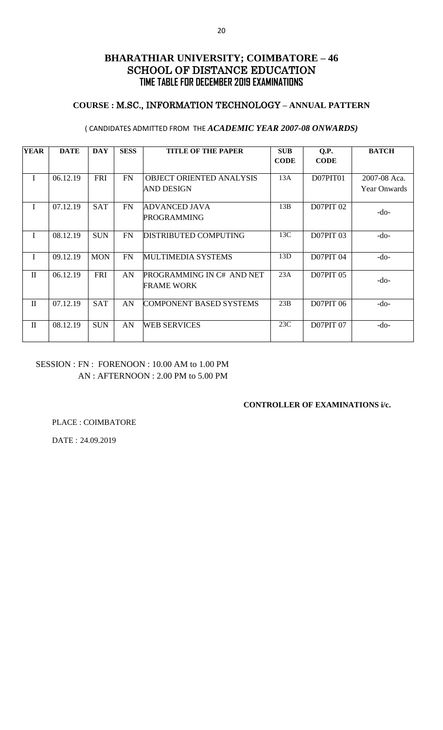# BHARATHIAR UNIVERSITY; COIMBATORE – 46

## SCHOOL OF DISTANCE EDUCATION

### TIME TABLE FOR DECEMBER 2019 EXAMINATIONS

### COURSE : M.SC., INFORMATION TECHNOLOGY – ANNUAL PATTERN

( CANDIDATES ADMITTED FROM THE *ACADEMIC YEAR 2007-08 ONWARDS)*

| YEAR | DATE | DAY | SESS | TITLE OF THE PAPER | SUB CODE | Q.P. CODE | BATCH |
|---|---|---|---|---|---|---|---|
| I | 06.12.19 | FRI | FN | OBJECT ORIENTED ANALYSIS AND DESIGN | 13A | D07PIT01 | 2007-08 Aca. Year Onwards |
| I | 07.12.19 | SAT | FN | ADVANCED JAVA PROGRAMMING | 13B | D07PIT 02 | -do- |
| I | 08.12.19 | SUN | FN | DISTRIBUTED COMPUTING | 13C | D07PIT 03 | -do- |
| I | 09.12.19 | MON | FN | MULTIMEDIA SYSTEMS | 13D | D07PIT 04 | -do- |
| II | 06.12.19 | FRI | AN | PROGRAMMING IN C# AND NET FRAME WORK | 23A | D07PIT 05 | -do- |
| II | 07.12.19 | SAT | AN | COMPONENT BASED SYSTEMS | 23B | D07PIT 06 | -do- |
| II | 08.12.19 | SUN | AN | WEB SERVICES | 23C | D07PIT 07 | -do- |

SESSION : FN : FORENOON : 10.00 AM to 1.00 PM
AN : AFTERNOON : 2.00 PM to 5.00 PM

**CONTROLLER OF EXAMINATIONS i/c.**

PLACE : COIMBATORE

DATE : 24.09.2019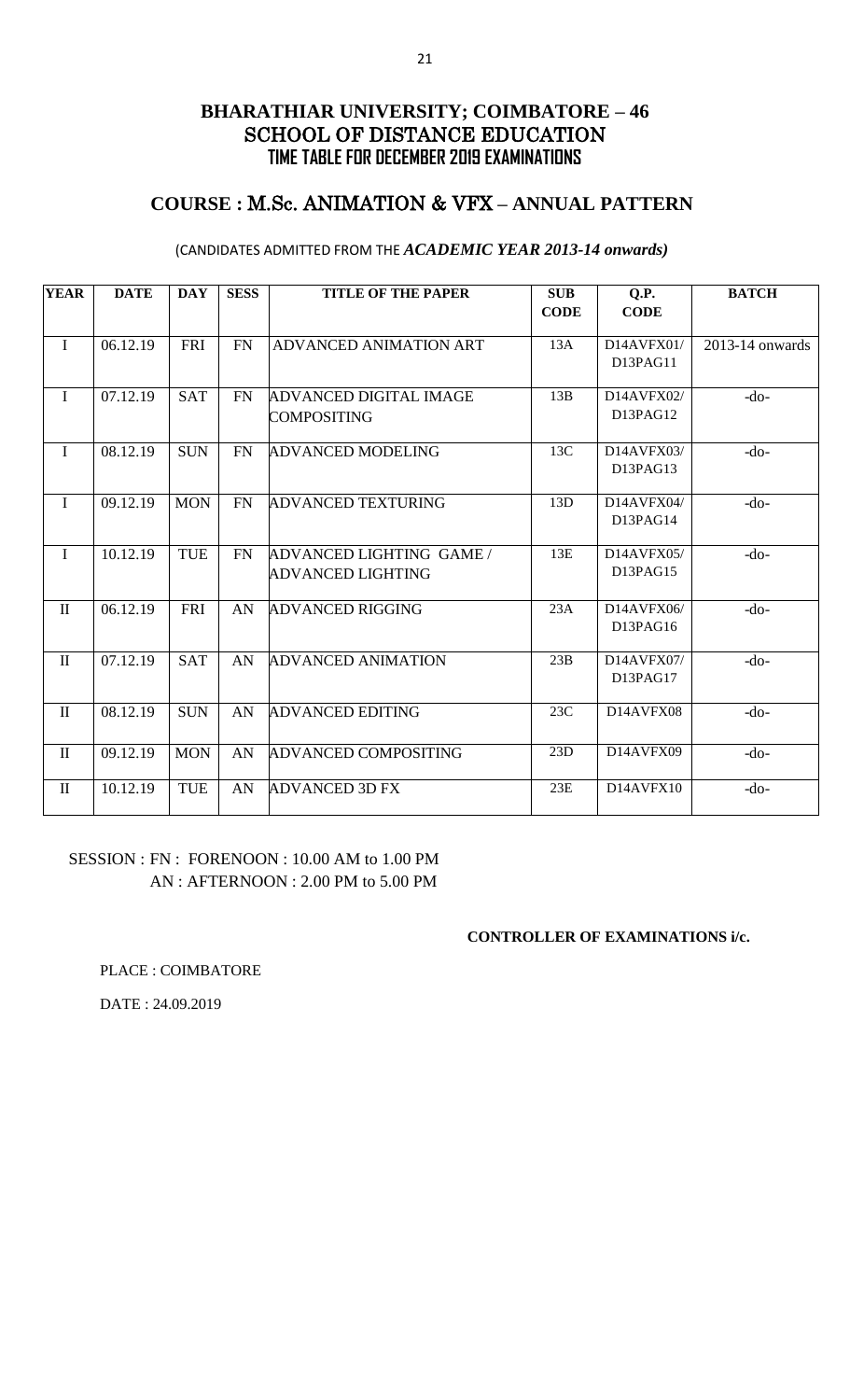# BHARATHIAR UNIVERSITY; COIMBATORE – 46
## SCHOOL OF DISTANCE EDUCATION
### TIME TABLE FOR DECEMBER 2019 EXAMINATIONS

## COURSE : M.Sc. ANIMATION & VFX – ANNUAL PATTERN

(CANDIDATES ADMITTED FROM THE ***ACADEMIC YEAR 2013-14 onwards)***

| YEAR | DATE | DAY | SESS | TITLE OF THE PAPER | SUB CODE | Q.P. CODE | BATCH |
|---|---|---|---|---|---|---|---|
| I | 06.12.19 | FRI | FN | ADVANCED ANIMATION ART | 13A | D14AVFX01/ D13PAG11 | 2013-14 onwards |
| I | 07.12.19 | SAT | FN | ADVANCED DIGITAL IMAGE COMPOSITING | 13B | D14AVFX02/ D13PAG12 | -do- |
| I | 08.12.19 | SUN | FN | ADVANCED MODELING | 13C | D14AVFX03/ D13PAG13 | -do- |
| I | 09.12.19 | MON | FN | ADVANCED TEXTURING | 13D | D14AVFX04/ D13PAG14 | -do- |
| I | 10.12.19 | TUE | FN | ADVANCED LIGHTING GAME / ADVANCED LIGHTING | 13E | D14AVFX05/ D13PAG15 | -do- |
| II | 06.12.19 | FRI | AN | ADVANCED RIGGING | 23A | D14AVFX06/ D13PAG16 | -do- |
| II | 07.12.19 | SAT | AN | ADVANCED ANIMATION | 23B | D14AVFX07/ D13PAG17 | -do- |
| II | 08.12.19 | SUN | AN | ADVANCED EDITING | 23C | D14AVFX08 | -do- |
| II | 09.12.19 | MON | AN | ADVANCED COMPOSITING | 23D | D14AVFX09 | -do- |
| II | 10.12.19 | TUE | AN | ADVANCED 3D FX | 23E | D14AVFX10 | -do- |

SESSION : FN : FORENOON : 10.00 AM to 1.00 PM
AN : AFTERNOON : 2.00 PM to 5.00 PM

**CONTROLLER OF EXAMINATIONS i/c.**

PLACE : COIMBATORE

DATE : 24.09.2019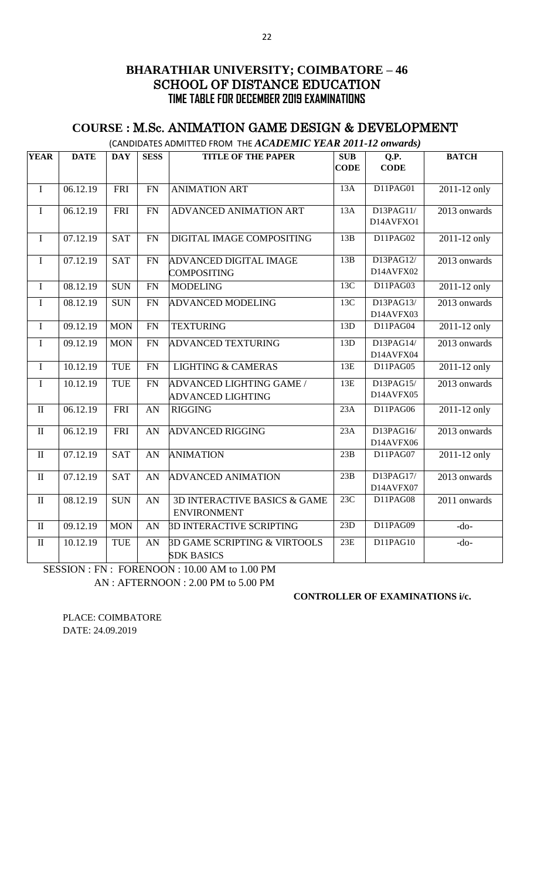# BHARATHIAR UNIVERSITY; COIMBATORE – 46

## SCHOOL OF DISTANCE EDUCATION

### TIME TABLE FOR DECEMBER 2019 EXAMINATIONS

## COURSE : M.Sc. ANIMATION GAME DESIGN & DEVELOPMENT

(CANDIDATES ADMITTED FROM THE *ACADEMIC YEAR 2011-12 onwards)*

| YEAR | DATE | DAY | SESS | TITLE OF THE PAPER | SUB CODE | Q.P. CODE | BATCH |
|---|---|---|---|---|---|---|---|
| I | 06.12.19 | FRI | FN | ANIMATION ART | 13A | D11PAG01 | 2011-12 only |
| I | 06.12.19 | FRI | FN | ADVANCED ANIMATION ART | 13A | D13PAG11/ D14AVFXO1 | 2013 onwards |
| I | 07.12.19 | SAT | FN | DIGITAL IMAGE COMPOSITING | 13B | D11PAG02 | 2011-12 only |
| I | 07.12.19 | SAT | FN | ADVANCED DIGITAL IMAGE COMPOSITING | 13B | D13PAG12/ D14AVFX02 | 2013 onwards |
| I | 08.12.19 | SUN | FN | MODELING | 13C | D11PAG03 | 2011-12 only |
| I | 08.12.19 | SUN | FN | ADVANCED MODELING | 13C | D13PAG13/ D14AVFX03 | 2013 onwards |
| I | 09.12.19 | MON | FN | TEXTURING | 13D | D11PAG04 | 2011-12 only |
| I | 09.12.19 | MON | FN | ADVANCED TEXTURING | 13D | D13PAG14/ D14AVFX04 | 2013 onwards |
| I | 10.12.19 | TUE | FN | LIGHTING & CAMERAS | 13E | D11PAG05 | 2011-12 only |
| I | 10.12.19 | TUE | FN | ADVANCED LIGHTING GAME / ADVANCED LIGHTING | 13E | D13PAG15/ D14AVFX05 | 2013 onwards |
| II | 06.12.19 | FRI | AN | RIGGING | 23A | D11PAG06 | 2011-12 only |
| II | 06.12.19 | FRI | AN | ADVANCED RIGGING | 23A | D13PAG16/ D14AVFX06 | 2013 onwards |
| II | 07.12.19 | SAT | AN | ANIMATION | 23B | D11PAG07 | 2011-12 only |
| II | 07.12.19 | SAT | AN | ADVANCED ANIMATION | 23B | D13PAG17/ D14AVFX07 | 2013 onwards |
| II | 08.12.19 | SUN | AN | 3D INTERACTIVE BASICS & GAME ENVIRONMENT | 23C | D11PAG08 | 2011 onwards |
| II | 09.12.19 | MON | AN | 3D INTERACTIVE SCRIPTING | 23D | D11PAG09 | -do- |
| II | 10.12.19 | TUE | AN | 3D GAME SCRIPTING & VIRTOOLS SDK BASICS | 23E | D11PAG10 | -do- |

SESSION : FN : FORENOON : 10.00 AM to 1.00 PM
AN : AFTERNOON : 2.00 PM to 5.00 PM

**CONTROLLER OF EXAMINATIONS i/c.**

PLACE: COIMBATORE
DATE: 24.09.2019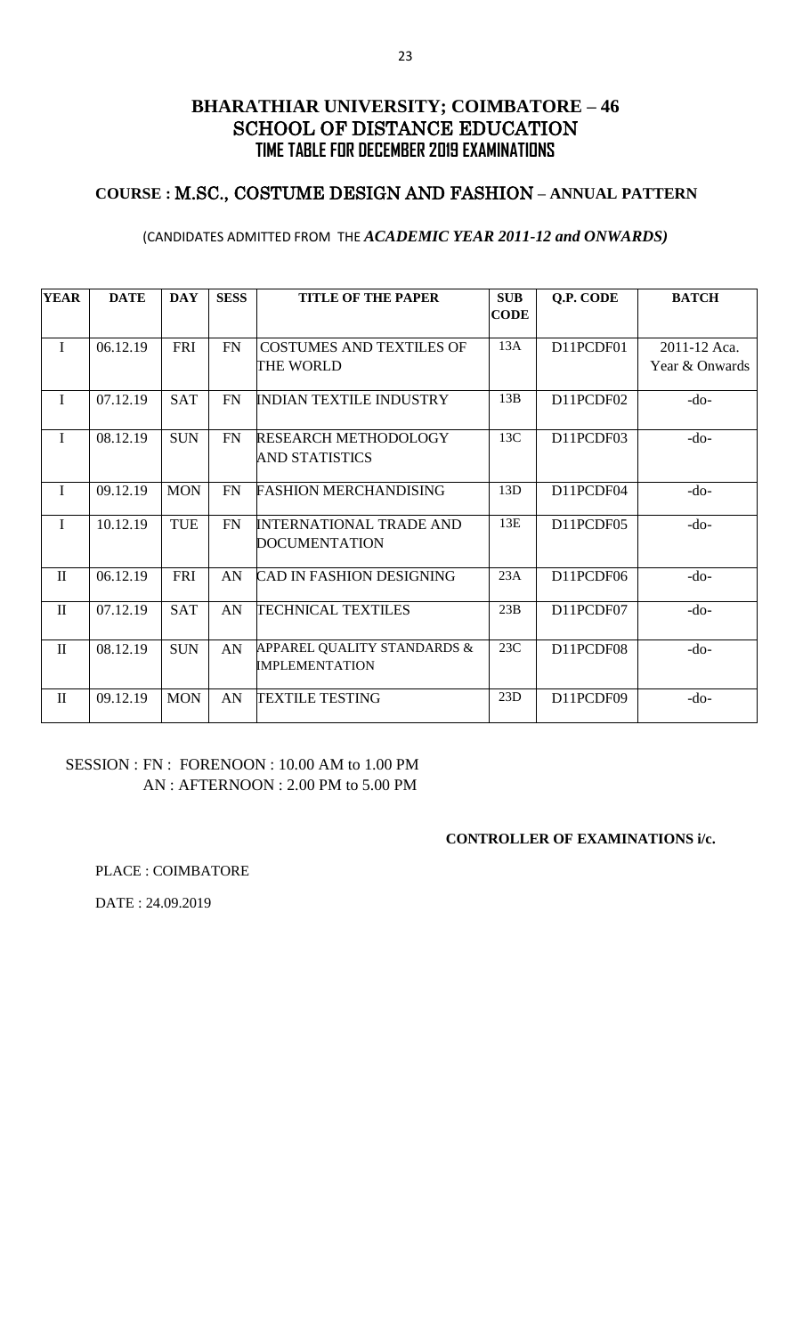# BHARATHIAR UNIVERSITY; COIMBATORE – 46
## SCHOOL OF DISTANCE EDUCATION
### TIME TABLE FOR DECEMBER 2019 EXAMINATIONS

### COURSE : M.SC., COSTUME DESIGN AND FASHION – ANNUAL PATTERN

(CANDIDATES ADMITTED FROM THE ***ACADEMIC YEAR 2011-12 and ONWARDS)***

| YEAR | DATE | DAY | SESS | TITLE OF THE PAPER | SUB CODE | Q.P. CODE | BATCH |
|---|---|---|---|---|---|---|---|
| I | 06.12.19 | FRI | FN | COSTUMES AND TEXTILES OF THE WORLD | 13A | D11PCDF01 | 2011-12 Aca. Year & Onwards |
| I | 07.12.19 | SAT | FN | INDIAN TEXTILE INDUSTRY | 13B | D11PCDF02 | -do- |
| I | 08.12.19 | SUN | FN | RESEARCH METHODOLOGY AND STATISTICS | 13C | D11PCDF03 | -do- |
| I | 09.12.19 | MON | FN | FASHION MERCHANDISING | 13D | D11PCDF04 | -do- |
| I | 10.12.19 | TUE | FN | INTERNATIONAL TRADE AND DOCUMENTATION | 13E | D11PCDF05 | -do- |
| II | 06.12.19 | FRI | AN | CAD IN FASHION DESIGNING | 23A | D11PCDF06 | -do- |
| II | 07.12.19 | SAT | AN | TECHNICAL TEXTILES | 23B | D11PCDF07 | -do- |
| II | 08.12.19 | SUN | AN | APPAREL QUALITY STANDARDS & IMPLEMENTATION | 23C | D11PCDF08 | -do- |
| II | 09.12.19 | MON | AN | TEXTILE TESTING | 23D | D11PCDF09 | -do- |

SESSION : FN : FORENOON : 10.00 AM to 1.00 PM
AN : AFTERNOON : 2.00 PM to 5.00 PM

**CONTROLLER OF EXAMINATIONS i/c.**

PLACE : COIMBATORE

DATE : 24.09.2019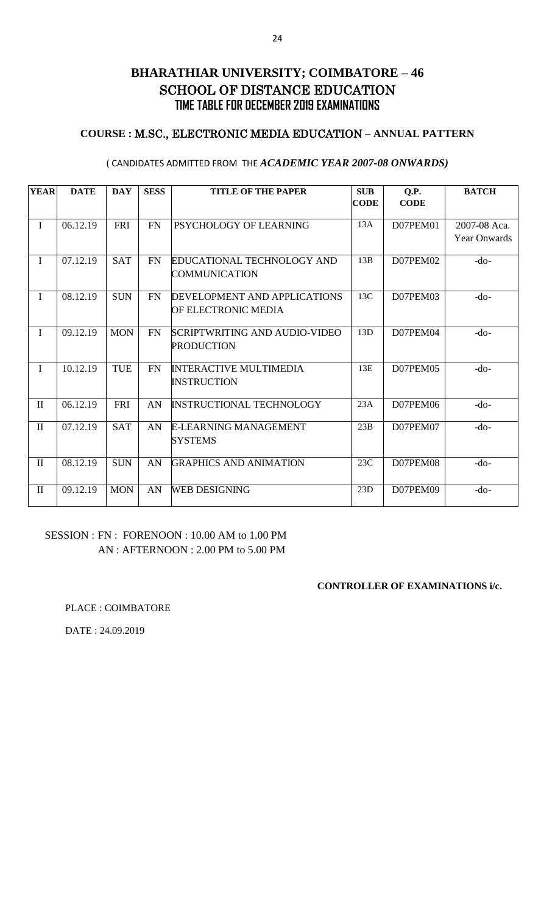# BHARATHIAR UNIVERSITY; COIMBATORE – 46

## SCHOOL OF DISTANCE EDUCATION

### TIME TABLE FOR DECEMBER 2019 EXAMINATIONS

**COURSE : M.SC., ELECTRONIC MEDIA EDUCATION – ANNUAL PATTERN**

( CANDIDATES ADMITTED FROM THE ***ACADEMIC YEAR 2007-08 ONWARDS)***

| YEAR | DATE | DAY | SESS | TITLE OF THE PAPER | SUB CODE | Q.P. CODE | BATCH |
|---|---|---|---|---|---|---|---|
| I | 06.12.19 | FRI | FN | PSYCHOLOGY OF LEARNING | 13A | D07PEM01 | 2007-08 Aca. Year Onwards |
| I | 07.12.19 | SAT | FN | EDUCATIONAL TECHNOLOGY AND COMMUNICATION | 13B | D07PEM02 | -do- |
| I | 08.12.19 | SUN | FN | DEVELOPMENT AND APPLICATIONS OF ELECTRONIC MEDIA | 13C | D07PEM03 | -do- |
| I | 09.12.19 | MON | FN | SCRIPTWRITING AND AUDIO-VIDEO PRODUCTION | 13D | D07PEM04 | -do- |
| I | 10.12.19 | TUE | FN | INTERACTIVE MULTIMEDIA INSTRUCTION | 13E | D07PEM05 | -do- |
| II | 06.12.19 | FRI | AN | INSTRUCTIONAL TECHNOLOGY | 23A | D07PEM06 | -do- |
| II | 07.12.19 | SAT | AN | E-LEARNING MANAGEMENT SYSTEMS | 23B | D07PEM07 | -do- |
| II | 08.12.19 | SUN | AN | GRAPHICS AND ANIMATION | 23C | D07PEM08 | -do- |
| II | 09.12.19 | MON | AN | WEB DESIGNING | 23D | D07PEM09 | -do- |

SESSION : FN : FORENOON : 10.00 AM to 1.00 PM
AN : AFTERNOON : 2.00 PM to 5.00 PM

**CONTROLLER OF EXAMINATIONS i/c.**

PLACE : COIMBATORE

DATE : 24.09.2019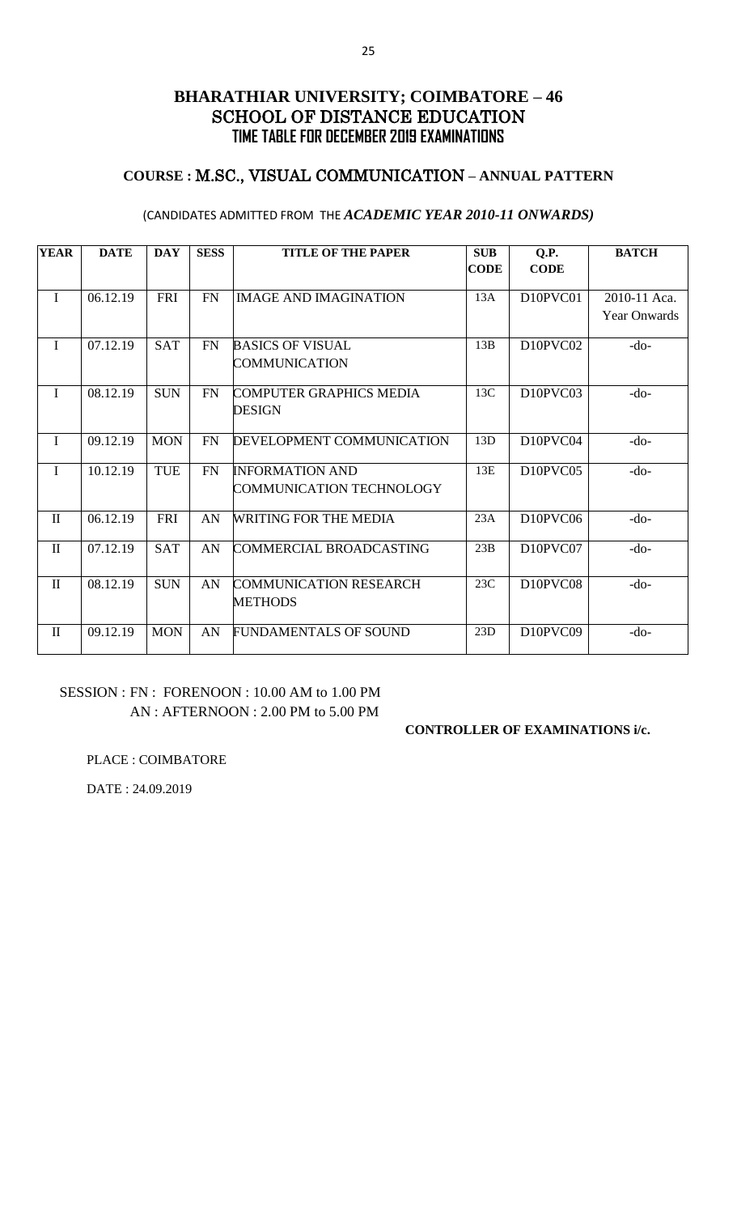# BHARATHIAR UNIVERSITY; COIMBATORE – 46
## SCHOOL OF DISTANCE EDUCATION
### TIME TABLE FOR DECEMBER 2019 EXAMINATIONS

### COURSE : M.SC., VISUAL COMMUNICATION – ANNUAL PATTERN

(CANDIDATES ADMITTED FROM THE *ACADEMIC YEAR 2010-11 ONWARDS)*

| YEAR | DATE | DAY | SESS | TITLE OF THE PAPER | SUB CODE | Q.P. CODE | BATCH |
|---|---|---|---|---|---|---|---|
| I | 06.12.19 | FRI | FN | IMAGE AND IMAGINATION | 13A | D10PVC01 | 2010-11 Aca. Year Onwards |
| I | 07.12.19 | SAT | FN | BASICS OF VISUAL COMMUNICATION | 13B | D10PVC02 | -do- |
| I | 08.12.19 | SUN | FN | COMPUTER GRAPHICS MEDIA DESIGN | 13C | D10PVC03 | -do- |
| I | 09.12.19 | MON | FN | DEVELOPMENT COMMUNICATION | 13D | D10PVC04 | -do- |
| I | 10.12.19 | TUE | FN | INFORMATION AND COMMUNICATION TECHNOLOGY | 13E | D10PVC05 | -do- |
| II | 06.12.19 | FRI | AN | WRITING FOR THE MEDIA | 23A | D10PVC06 | -do- |
| II | 07.12.19 | SAT | AN | COMMERCIAL BROADCASTING | 23B | D10PVC07 | -do- |
| II | 08.12.19 | SUN | AN | COMMUNICATION RESEARCH METHODS | 23C | D10PVC08 | -do- |
| II | 09.12.19 | MON | AN | FUNDAMENTALS OF SOUND | 23D | D10PVC09 | -do- |

SESSION : FN : FORENOON : 10.00 AM to 1.00 PM
AN : AFTERNOON : 2.00 PM to 5.00 PM

**CONTROLLER OF EXAMINATIONS i/c.**

PLACE : COIMBATORE

DATE : 24.09.2019